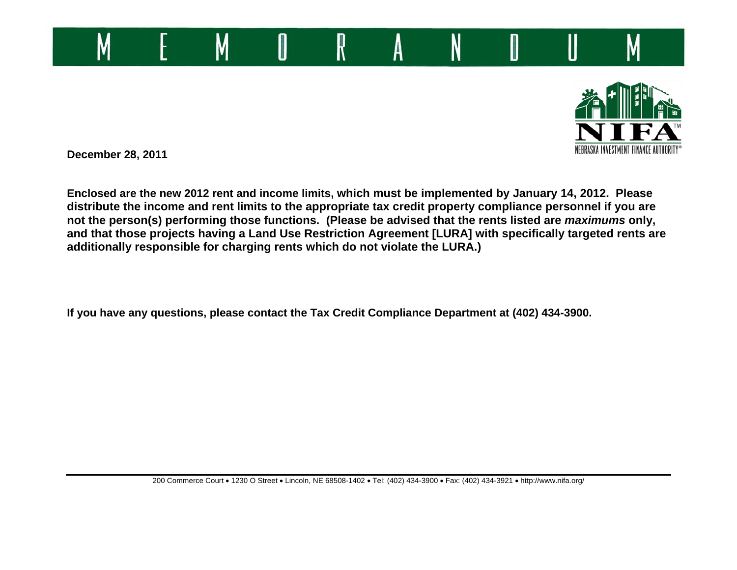# MEMORANDUM

NIFA™

NEBRASKA INVESTMENT FINANCE AUTHORITY®

**December 28, 2011**

**Enclosed are the new 2012 rent and income limits, which must be implemented by January 14, 2012. Please distribute the income and rent limits to the appropriate tax credit property compliance personnel if you are not the person(s) performing those functions. (Please be advised that the rents listed are *maximums* only, and that those projects having a Land Use Restriction Agreement [LURA] with specifically targeted rents are additionally responsible for charging rents which do not violate the LURA.)**

**If you have any questions, please contact the Tax Credit Compliance Department at (402) 434-3900.**

200 Commerce Court • 1230 O Street • Lincoln, NE 68508-1402 • Tel: (402) 434-3900 • Fax: (402) 434-3921 • http://www.nifa.org/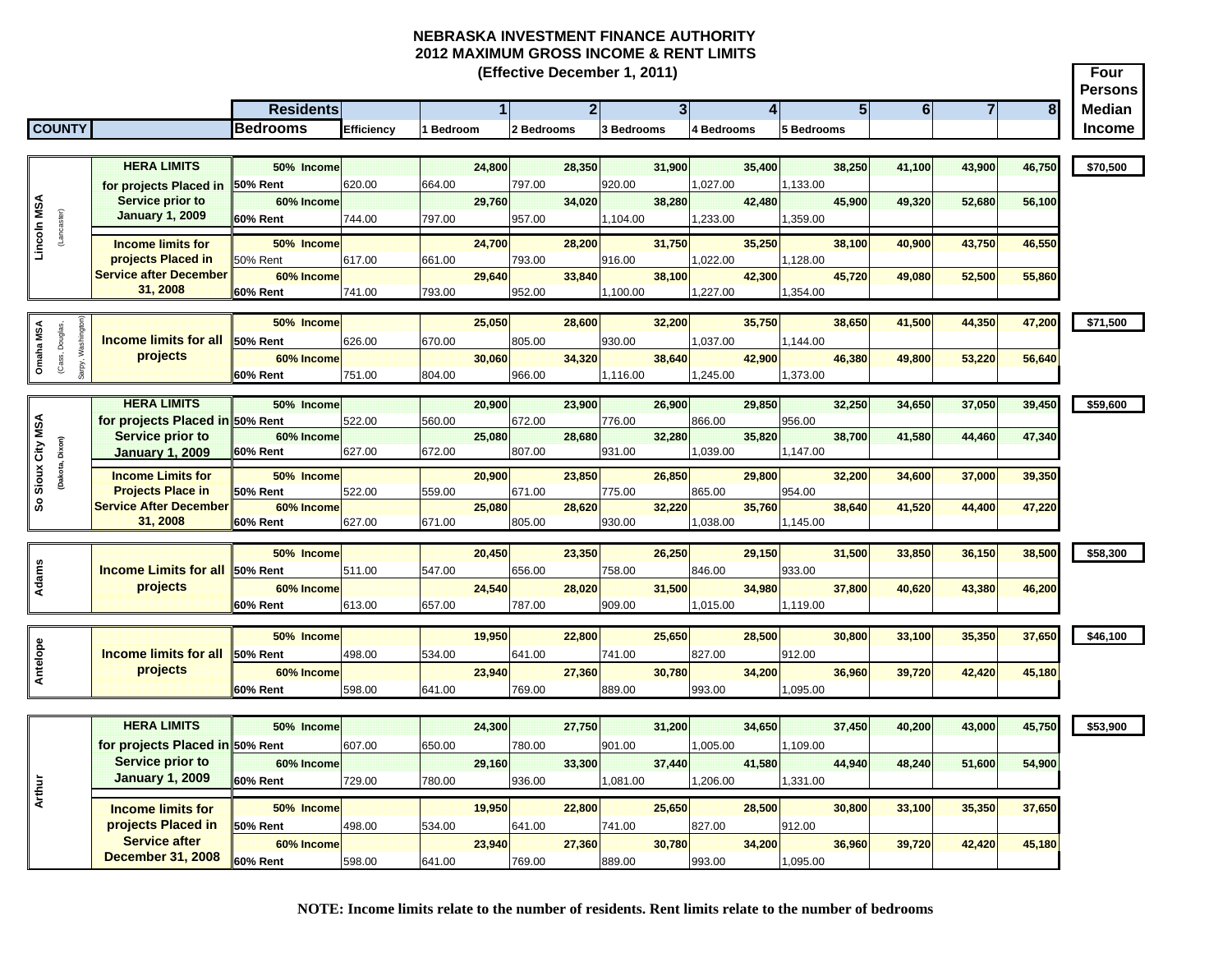# NEBRASKA INVESTMENT FINANCE AUTHORITY
## 2012 MAXIMUM GROSS INCOME & RENT LIMITS
### (Effective December 1, 2011)

| COUNTY | | Residents | | 1 | 2 | 3 | 4 | 5 | 6 | 7 | 8 | Four Persons Median Income |
|---|---|---|---|---|---|---|---|---|---|---|---|---|
| | | Bedrooms | Efficiency | 1 Bedroom | 2 Bedrooms | 3 Bedrooms | 4 Bedrooms | 5 Bedrooms | | | | |
| Lincoln MSA (Lancaster) | HERA LIMITS for projects Placed in Service prior to January 1, 2009 | 50% Income | | 24,800 | 28,350 | 31,900 | 35,400 | 38,250 | 41,100 | 43,900 | 46,750 | $70,500 |
| | | 50% Rent | 620.00 | 664.00 | 797.00 | 920.00 | 1,027.00 | 1,133.00 | | | | |
| | | 60% Income | | 29,760 | 34,020 | 38,280 | 42,480 | 45,900 | 49,320 | 52,680 | 56,100 | |
| | | 60% Rent | 744.00 | 797.00 | 957.00 | 1,104.00 | 1,233.00 | 1,359.00 | | | | |
| | Income limits for projects Placed in Service after December 31, 2008 | 50% Income | | 24,700 | 28,200 | 31,750 | 35,250 | 38,100 | 40,900 | 43,750 | 46,550 | |
| | | 50% Rent | 617.00 | 661.00 | 793.00 | 916.00 | 1,022.00 | 1,128.00 | | | | |
| | | 60% Income | | 29,640 | 33,840 | 38,100 | 42,300 | 45,720 | 49,080 | 52,500 | 55,860 | |
| | | 60% Rent | 741.00 | 793.00 | 952.00 | 1,100.00 | 1,227.00 | 1,354.00 | | | | |
| Omaha MSA (Cass, Douglas, Sarpy, Washington) | Income limits for all projects | 50% Income | | 25,050 | 28,600 | 32,200 | 35,750 | 38,650 | 41,500 | 44,350 | 47,200 | $71,500 |
| | | 50% Rent | 626.00 | 670.00 | 805.00 | 930.00 | 1,037.00 | 1,144.00 | | | | |
| | | 60% Income | | 30,060 | 34,320 | 38,640 | 42,900 | 46,380 | 49,800 | 53,220 | 56,640 | |
| | | 60% Rent | 751.00 | 804.00 | 966.00 | 1,116.00 | 1,245.00 | 1,373.00 | | | | |
| So Sioux City MSA (Dakota, Dixon) | HERA LIMITS for projects Placed in Service prior to January 1, 2009 | 50% Income | | 20,900 | 23,900 | 26,900 | 29,850 | 32,250 | 34,650 | 37,050 | 39,450 | $59,600 |
| | | 50% Rent | 522.00 | 560.00 | 672.00 | 776.00 | 866.00 | 956.00 | | | | |
| | | 60% Income | | 25,080 | 28,680 | 32,280 | 35,820 | 38,700 | 41,580 | 44,460 | 47,340 | |
| | | 60% Rent | 627.00 | 672.00 | 807.00 | 931.00 | 1,039.00 | 1,147.00 | | | | |
| | Income Limits for Projects Place in Service After December 31, 2008 | 50% Income | | 20,900 | 23,850 | 26,850 | 29,800 | 32,200 | 34,600 | 37,000 | 39,350 | |
| | | 50% Rent | 522.00 | 559.00 | 671.00 | 775.00 | 865.00 | 954.00 | | | | |
| | | 60% Income | | 25,080 | 28,620 | 32,220 | 35,760 | 38,640 | 41,520 | 44,400 | 47,220 | |
| | | 60% Rent | 627.00 | 671.00 | 805.00 | 930.00 | 1,038.00 | 1,145.00 | | | | |
| Adams | Income Limits for all projects | 50% Income | | 20,450 | 23,350 | 26,250 | 29,150 | 31,500 | 33,850 | 36,150 | 38,500 | $58,300 |
| | | 50% Rent | 511.00 | 547.00 | 656.00 | 758.00 | 846.00 | 933.00 | | | | |
| | | 60% Income | | 24,540 | 28,020 | 31,500 | 34,980 | 37,800 | 40,620 | 43,380 | 46,200 | |
| | | 60% Rent | 613.00 | 657.00 | 787.00 | 909.00 | 1,015.00 | 1,119.00 | | | | |
| Antelope | Income limits for all projects | 50% Income | | 19,950 | 22,800 | 25,650 | 28,500 | 30,800 | 33,100 | 35,350 | 37,650 | $46,100 |
| | | 50% Rent | 498.00 | 534.00 | 641.00 | 741.00 | 827.00 | 912.00 | | | | |
| | | 60% Income | | 23,940 | 27,360 | 30,780 | 34,200 | 36,960 | 39,720 | 42,420 | 45,180 | |
| | | 60% Rent | 598.00 | 641.00 | 769.00 | 889.00 | 993.00 | 1,095.00 | | | | |
| Arthur | HERA LIMITS for projects Placed in Service prior to January 1, 2009 | 50% Income | | 24,300 | 27,750 | 31,200 | 34,650 | 37,450 | 40,200 | 43,000 | 45,750 | $53,900 |
| | | 50% Rent | 607.00 | 650.00 | 780.00 | 901.00 | 1,005.00 | 1,109.00 | | | | |
| | | 60% Income | | 29,160 | 33,300 | 37,440 | 41,580 | 44,940 | 48,240 | 51,600 | 54,900 | |
| | | 60% Rent | 729.00 | 780.00 | 936.00 | 1,081.00 | 1,206.00 | 1,331.00 | | | | |
| | Income limits for projects Placed in Service after December 31, 2008 | 50% Income | | 19,950 | 22,800 | 25,650 | 28,500 | 30,800 | 33,100 | 35,350 | 37,650 | |
| | | 50% Rent | 498.00 | 534.00 | 641.00 | 741.00 | 827.00 | 912.00 | | | | |
| | | 60% Income | | 23,940 | 27,360 | 30,780 | 34,200 | 36,960 | 39,720 | 42,420 | 45,180 | |
| | | 60% Rent | 598.00 | 641.00 | 769.00 | 889.00 | 993.00 | 1,095.00 | | | | |

**NOTE: Income limits relate to the number of residents. Rent limits relate to the number of bedrooms**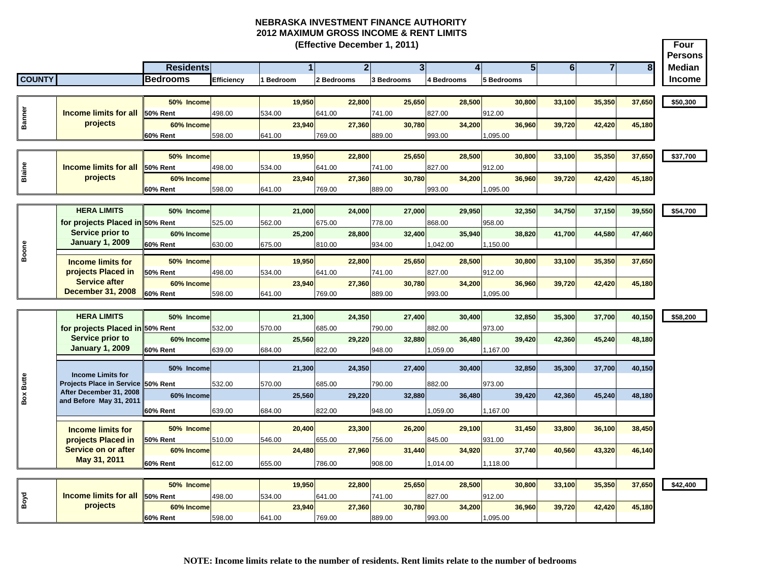# NEBRASKA INVESTMENT FINANCE AUTHORITY
## 2012 MAXIMUM GROSS INCOME & RENT LIMITS
### (Effective December 1, 2011)

| COUNTY | | Residents / Bedrooms | Efficiency | 1 / 1 Bedroom | 2 / 2 Bedrooms | 3 / 3 Bedrooms | 4 / 4 Bedrooms | 5 / 5 Bedrooms | 6 | 7 | 8 | Four Persons Median Income |
|---|---|---|---|---|---|---|---|---|---|---|---|---|
| Banner | Income limits for all projects | 50% Income | | 19,950 | 22,800 | 25,650 | 28,500 | 30,800 | 33,100 | 35,350 | 37,650 | $50,300 |
| | | 50% Rent | 498.00 | 534.00 | 641.00 | 741.00 | 827.00 | 912.00 | | | | |
| | | 60% Income | | 23,940 | 27,360 | 30,780 | 34,200 | 36,960 | 39,720 | 42,420 | 45,180 | |
| | | 60% Rent | 598.00 | 641.00 | 769.00 | 889.00 | 993.00 | 1,095.00 | | | | |
| Blaine | Income limits for all projects | 50% Income | | 19,950 | 22,800 | 25,650 | 28,500 | 30,800 | 33,100 | 35,350 | 37,650 | $37,700 |
| | | 50% Rent | 498.00 | 534.00 | 641.00 | 741.00 | 827.00 | 912.00 | | | | |
| | | 60% Income | | 23,940 | 27,360 | 30,780 | 34,200 | 36,960 | 39,720 | 42,420 | 45,180 | |
| | | 60% Rent | 598.00 | 641.00 | 769.00 | 889.00 | 993.00 | 1,095.00 | | | | |
| Boone | HERA LIMITS for projects Placed in Service prior to January 1, 2009 | 50% Income | | 21,000 | 24,000 | 27,000 | 29,950 | 32,350 | 34,750 | 37,150 | 39,550 | $54,700 |
| | | 50% Rent | 525.00 | 562.00 | 675.00 | 778.00 | 868.00 | 958.00 | | | | |
| | | 60% Income | | 25,200 | 28,800 | 32,400 | 35,940 | 38,820 | 41,700 | 44,580 | 47,460 | |
| | | 60% Rent | 630.00 | 675.00 | 810.00 | 934.00 | 1,042.00 | 1,150.00 | | | | |
| | Income limits for projects Placed in Service after December 31, 2008 | 50% Income | | 19,950 | 22,800 | 25,650 | 28,500 | 30,800 | 33,100 | 35,350 | 37,650 | |
| | | 50% Rent | 498.00 | 534.00 | 641.00 | 741.00 | 827.00 | 912.00 | | | | |
| | | 60% Income | | 23,940 | 27,360 | 30,780 | 34,200 | 36,960 | 39,720 | 42,420 | 45,180 | |
| | | 60% Rent | 598.00 | 641.00 | 769.00 | 889.00 | 993.00 | 1,095.00 | | | | |
| Box Butte | HERA LIMITS for projects Placed in Service prior to January 1, 2009 | 50% Income | | 21,300 | 24,350 | 27,400 | 30,400 | 32,850 | 35,300 | 37,700 | 40,150 | $58,200 |
| | | 50% Rent | 532.00 | 570.00 | 685.00 | 790.00 | 882.00 | 973.00 | | | | |
| | | 60% Income | | 25,560 | 29,220 | 32,880 | 36,480 | 39,420 | 42,360 | 45,240 | 48,180 | |
| | | 60% Rent | 639.00 | 684.00 | 822.00 | 948.00 | 1,059.00 | 1,167.00 | | | | |
| | Income Limits for Projects Place in Service After December 31, 2008 and Before May 31, 2011 | 50% Income | | 21,300 | 24,350 | 27,400 | 30,400 | 32,850 | 35,300 | 37,700 | 40,150 | |
| | | 50% Rent | 532.00 | 570.00 | 685.00 | 790.00 | 882.00 | 973.00 | | | | |
| | | 60% Income | | 25,560 | 29,220 | 32,880 | 36,480 | 39,420 | 42,360 | 45,240 | 48,180 | |
| | | 60% Rent | 639.00 | 684.00 | 822.00 | 948.00 | 1,059.00 | 1,167.00 | | | | |
| | Income limits for projects Placed in Service on or after May 31, 2011 | 50% Income | | 20,400 | 23,300 | 26,200 | 29,100 | 31,450 | 33,800 | 36,100 | 38,450 | |
| | | 50% Rent | 510.00 | 546.00 | 655.00 | 756.00 | 845.00 | 931.00 | | | | |
| | | 60% Income | | 24,480 | 27,960 | 31,440 | 34,920 | 37,740 | 40,560 | 43,320 | 46,140 | |
| | | 60% Rent | 612.00 | 655.00 | 786.00 | 908.00 | 1,014.00 | 1,118.00 | | | | |
| Boyd | Income limits for all projects | 50% Income | | 19,950 | 22,800 | 25,650 | 28,500 | 30,800 | 33,100 | 35,350 | 37,650 | $42,400 |
| | | 50% Rent | 498.00 | 534.00 | 641.00 | 741.00 | 827.00 | 912.00 | | | | |
| | | 60% Income | | 23,940 | 27,360 | 30,780 | 34,200 | 36,960 | 39,720 | 42,420 | 45,180 | |
| | | 60% Rent | 598.00 | 641.00 | 769.00 | 889.00 | 993.00 | 1,095.00 | | | | |

**NOTE: Income limits relate to the number of residents. Rent limits relate to the number of bedrooms**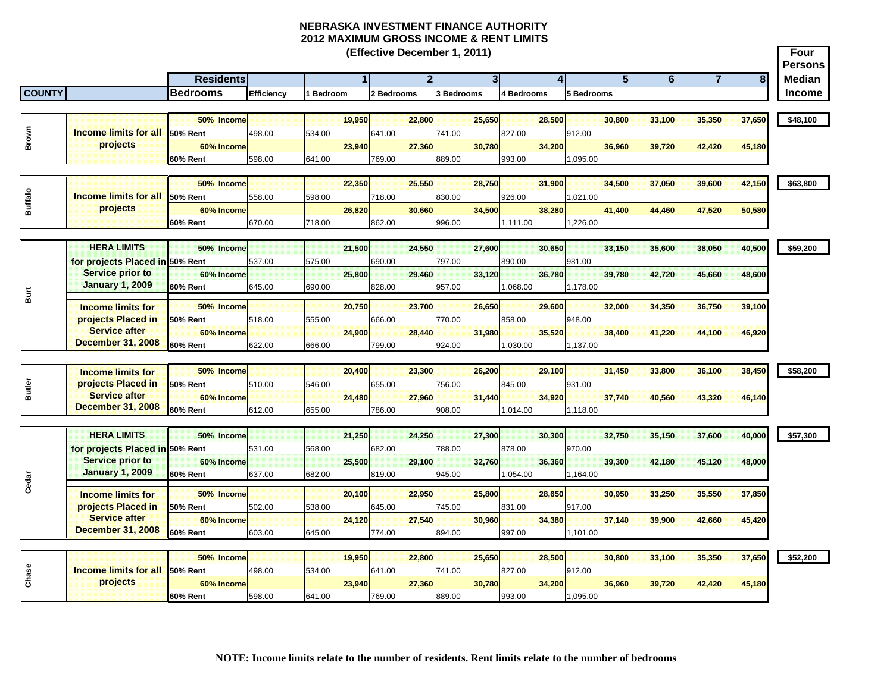# NEBRASKA INVESTMENT FINANCE AUTHORITY
## 2012 MAXIMUM GROSS INCOME & RENT LIMITS
### (Effective December 1, 2011)

| COUNTY | | Residents / Bedrooms | Efficiency | 1 / 1 Bedroom | 2 / 2 Bedrooms | 3 / 3 Bedrooms | 4 / 4 Bedrooms | 5 / 5 Bedrooms | 6 | 7 | 8 | Four Persons Median Income |
|---|---|---|---|---|---|---|---|---|---|---|---|---|
| Brown | Income limits for all projects | 50% Income | | 19,950 | 22,800 | 25,650 | 28,500 | 30,800 | 33,100 | 35,350 | 37,650 | $48,100 |
| | | 50% Rent | 498.00 | 534.00 | 641.00 | 741.00 | 827.00 | 912.00 | | | | |
| | | 60% Income | | 23,940 | 27,360 | 30,780 | 34,200 | 36,960 | 39,720 | 42,420 | 45,180 | |
| | | 60% Rent | 598.00 | 641.00 | 769.00 | 889.00 | 993.00 | 1,095.00 | | | | |
| Buffalo | Income limits for all projects | 50% Income | | 22,350 | 25,550 | 28,750 | 31,900 | 34,500 | 37,050 | 39,600 | 42,150 | $63,800 |
| | | 50% Rent | 558.00 | 598.00 | 718.00 | 830.00 | 926.00 | 1,021.00 | | | | |
| | | 60% Income | | 26,820 | 30,660 | 34,500 | 38,280 | 41,400 | 44,460 | 47,520 | 50,580 | |
| | | 60% Rent | 670.00 | 718.00 | 862.00 | 996.00 | 1,111.00 | 1,226.00 | | | | |
| Burt | HERA LIMITS for projects Placed in Service prior to January 1, 2009 | 50% Income | | 21,500 | 24,550 | 27,600 | 30,650 | 33,150 | 35,600 | 38,050 | 40,500 | $59,200 |
| | | 50% Rent | 537.00 | 575.00 | 690.00 | 797.00 | 890.00 | 981.00 | | | | |
| | | 60% Income | | 25,800 | 29,460 | 33,120 | 36,780 | 39,780 | 42,720 | 45,660 | 48,600 | |
| | | 60% Rent | 645.00 | 690.00 | 828.00 | 957.00 | 1,068.00 | 1,178.00 | | | | |
| | Income limits for projects Placed in Service after December 31, 2008 | 50% Income | | 20,750 | 23,700 | 26,650 | 29,600 | 32,000 | 34,350 | 36,750 | 39,100 | |
| | | 50% Rent | 518.00 | 555.00 | 666.00 | 770.00 | 858.00 | 948.00 | | | | |
| | | 60% Income | | 24,900 | 28,440 | 31,980 | 35,520 | 38,400 | 41,220 | 44,100 | 46,920 | |
| | | 60% Rent | 622.00 | 666.00 | 799.00 | 924.00 | 1,030.00 | 1,137.00 | | | | |
| Butler | Income limits for projects Placed in Service after December 31, 2008 | 50% Income | | 20,400 | 23,300 | 26,200 | 29,100 | 31,450 | 33,800 | 36,100 | 38,450 | $58,200 |
| | | 50% Rent | 510.00 | 546.00 | 655.00 | 756.00 | 845.00 | 931.00 | | | | |
| | | 60% Income | | 24,480 | 27,960 | 31,440 | 34,920 | 37,740 | 40,560 | 43,320 | 46,140 | |
| | | 60% Rent | 612.00 | 655.00 | 786.00 | 908.00 | 1,014.00 | 1,118.00 | | | | |
| Cedar | HERA LIMITS for projects Placed in Service prior to January 1, 2009 | 50% Income | | 21,250 | 24,250 | 27,300 | 30,300 | 32,750 | 35,150 | 37,600 | 40,000 | $57,300 |
| | | 50% Rent | 531.00 | 568.00 | 682.00 | 788.00 | 878.00 | 970.00 | | | | |
| | | 60% Income | | 25,500 | 29,100 | 32,760 | 36,360 | 39,300 | 42,180 | 45,120 | 48,000 | |
| | | 60% Rent | 637.00 | 682.00 | 819.00 | 945.00 | 1,054.00 | 1,164.00 | | | | |
| | Income limits for projects Placed in Service after December 31, 2008 | 50% Income | | 20,100 | 22,950 | 25,800 | 28,650 | 30,950 | 33,250 | 35,550 | 37,850 | |
| | | 50% Rent | 502.00 | 538.00 | 645.00 | 745.00 | 831.00 | 917.00 | | | | |
| | | 60% Income | | 24,120 | 27,540 | 30,960 | 34,380 | 37,140 | 39,900 | 42,660 | 45,420 | |
| | | 60% Rent | 603.00 | 645.00 | 774.00 | 894.00 | 997.00 | 1,101.00 | | | | |
| Chase | Income limits for all projects | 50% Income | | 19,950 | 22,800 | 25,650 | 28,500 | 30,800 | 33,100 | 35,350 | 37,650 | $52,200 |
| | | 50% Rent | 498.00 | 534.00 | 641.00 | 741.00 | 827.00 | 912.00 | | | | |
| | | 60% Income | | 23,940 | 27,360 | 30,780 | 34,200 | 36,960 | 39,720 | 42,420 | 45,180 | |
| | | 60% Rent | 598.00 | 641.00 | 769.00 | 889.00 | 993.00 | 1,095.00 | | | | |

**NOTE: Income limits relate to the number of residents. Rent limits relate to the number of bedrooms**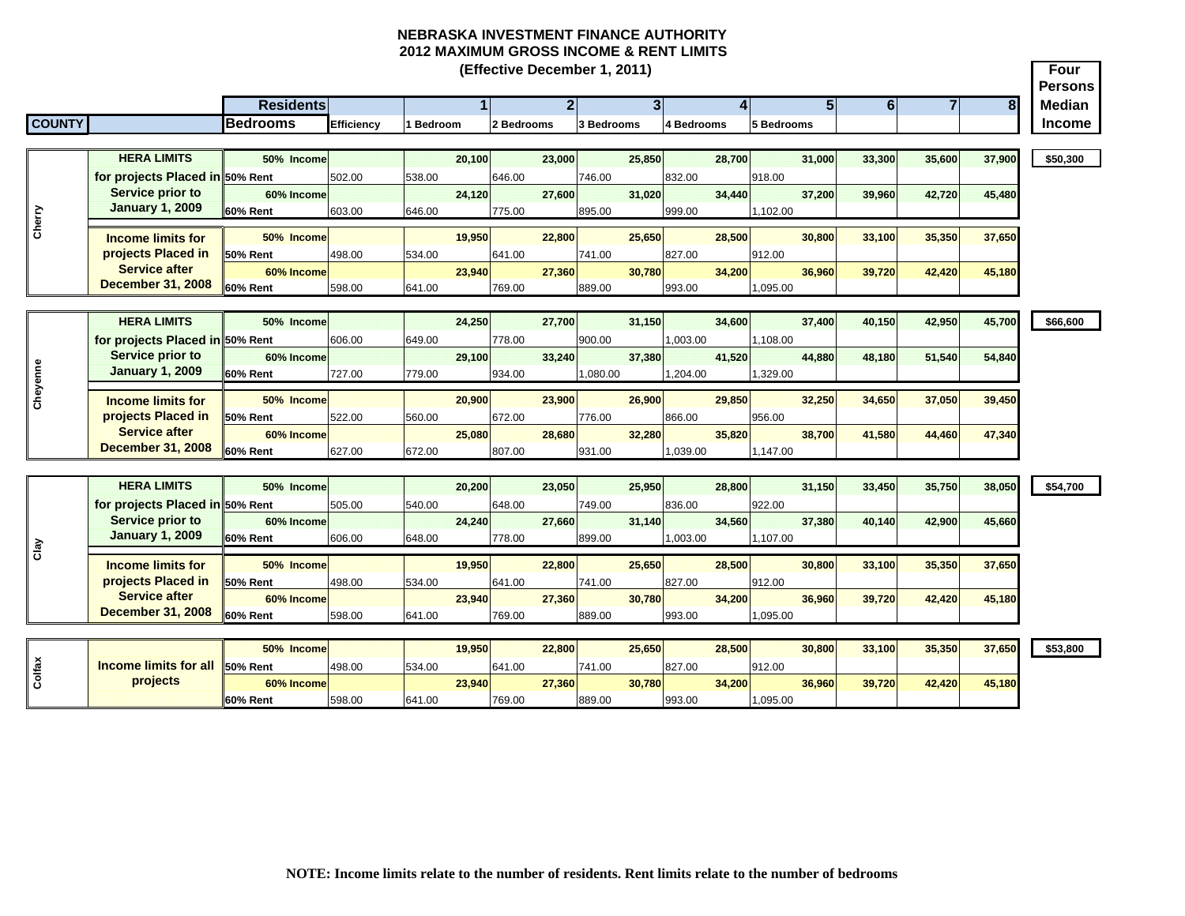# NEBRASKA INVESTMENT FINANCE AUTHORITY
## 2012 MAXIMUM GROSS INCOME & RENT LIMITS
### (Effective December 1, 2011)

| COUNTY | | Residents / Bedrooms | Efficiency | 1 / 1 Bedroom | 2 / 2 Bedrooms | 3 / 3 Bedrooms | 4 / 4 Bedrooms | 5 / 5 Bedrooms | 6 | 7 | 8 | Four Persons Median Income |
|---|---|---|---|---|---|---|---|---|---|---|---|---|
| Cherry | HERA LIMITS for projects Placed in Service prior to January 1, 2009 | 50% Income | | 20,100 | 23,000 | 25,850 | 28,700 | 31,000 | 33,300 | 35,600 | 37,900 | $50,300 |
| | | 50% Rent | 502.00 | 538.00 | 646.00 | 746.00 | 832.00 | 918.00 | | | | |
| | | 60% Income | | 24,120 | 27,600 | 31,020 | 34,440 | 37,200 | 39,960 | 42,720 | 45,480 | |
| | | 60% Rent | 603.00 | 646.00 | 775.00 | 895.00 | 999.00 | 1,102.00 | | | | |
| | Income limits for projects Placed in Service after December 31, 2008 | 50% Income | | 19,950 | 22,800 | 25,650 | 28,500 | 30,800 | 33,100 | 35,350 | 37,650 | |
| | | 50% Rent | 498.00 | 534.00 | 641.00 | 741.00 | 827.00 | 912.00 | | | | |
| | | 60% Income | | 23,940 | 27,360 | 30,780 | 34,200 | 36,960 | 39,720 | 42,420 | 45,180 | |
| | | 60% Rent | 598.00 | 641.00 | 769.00 | 889.00 | 993.00 | 1,095.00 | | | | |
| Cheyenne | HERA LIMITS for projects Placed in Service prior to January 1, 2009 | 50% Income | | 24,250 | 27,700 | 31,150 | 34,600 | 37,400 | 40,150 | 42,950 | 45,700 | $66,600 |
| | | 50% Rent | 606.00 | 649.00 | 778.00 | 900.00 | 1,003.00 | 1,108.00 | | | | |
| | | 60% Income | | 29,100 | 33,240 | 37,380 | 41,520 | 44,880 | 48,180 | 51,540 | 54,840 | |
| | | 60% Rent | 727.00 | 779.00 | 934.00 | 1,080.00 | 1,204.00 | 1,329.00 | | | | |
| | Income limits for projects Placed in Service after December 31, 2008 | 50% Income | | 20,900 | 23,900 | 26,900 | 29,850 | 32,250 | 34,650 | 37,050 | 39,450 | |
| | | 50% Rent | 522.00 | 560.00 | 672.00 | 776.00 | 866.00 | 956.00 | | | | |
| | | 60% Income | | 25,080 | 28,680 | 32,280 | 35,820 | 38,700 | 41,580 | 44,460 | 47,340 | |
| | | 60% Rent | 627.00 | 672.00 | 807.00 | 931.00 | 1,039.00 | 1,147.00 | | | | |
| Clay | HERA LIMITS for projects Placed in Service prior to January 1, 2009 | 50% Income | | 20,200 | 23,050 | 25,950 | 28,800 | 31,150 | 33,450 | 35,750 | 38,050 | $54,700 |
| | | 50% Rent | 505.00 | 540.00 | 648.00 | 749.00 | 836.00 | 922.00 | | | | |
| | | 60% Income | | 24,240 | 27,660 | 31,140 | 34,560 | 37,380 | 40,140 | 42,900 | 45,660 | |
| | | 60% Rent | 606.00 | 648.00 | 778.00 | 899.00 | 1,003.00 | 1,107.00 | | | | |
| | Income limits for projects Placed in Service after December 31, 2008 | 50% Income | | 19,950 | 22,800 | 25,650 | 28,500 | 30,800 | 33,100 | 35,350 | 37,650 | |
| | | 50% Rent | 498.00 | 534.00 | 641.00 | 741.00 | 827.00 | 912.00 | | | | |
| | | 60% Income | | 23,940 | 27,360 | 30,780 | 34,200 | 36,960 | 39,720 | 42,420 | 45,180 | |
| | | 60% Rent | 598.00 | 641.00 | 769.00 | 889.00 | 993.00 | 1,095.00 | | | | |
| Colfax | Income limits for all projects | 50% Income | | 19,950 | 22,800 | 25,650 | 28,500 | 30,800 | 33,100 | 35,350 | 37,650 | $53,800 |
| | | 50% Rent | 498.00 | 534.00 | 641.00 | 741.00 | 827.00 | 912.00 | | | | |
| | | 60% Income | | 23,940 | 27,360 | 30,780 | 34,200 | 36,960 | 39,720 | 42,420 | 45,180 | |
| | | 60% Rent | 598.00 | 641.00 | 769.00 | 889.00 | 993.00 | 1,095.00 | | | | |

**NOTE: Income limits relate to the number of residents. Rent limits relate to the number of bedrooms**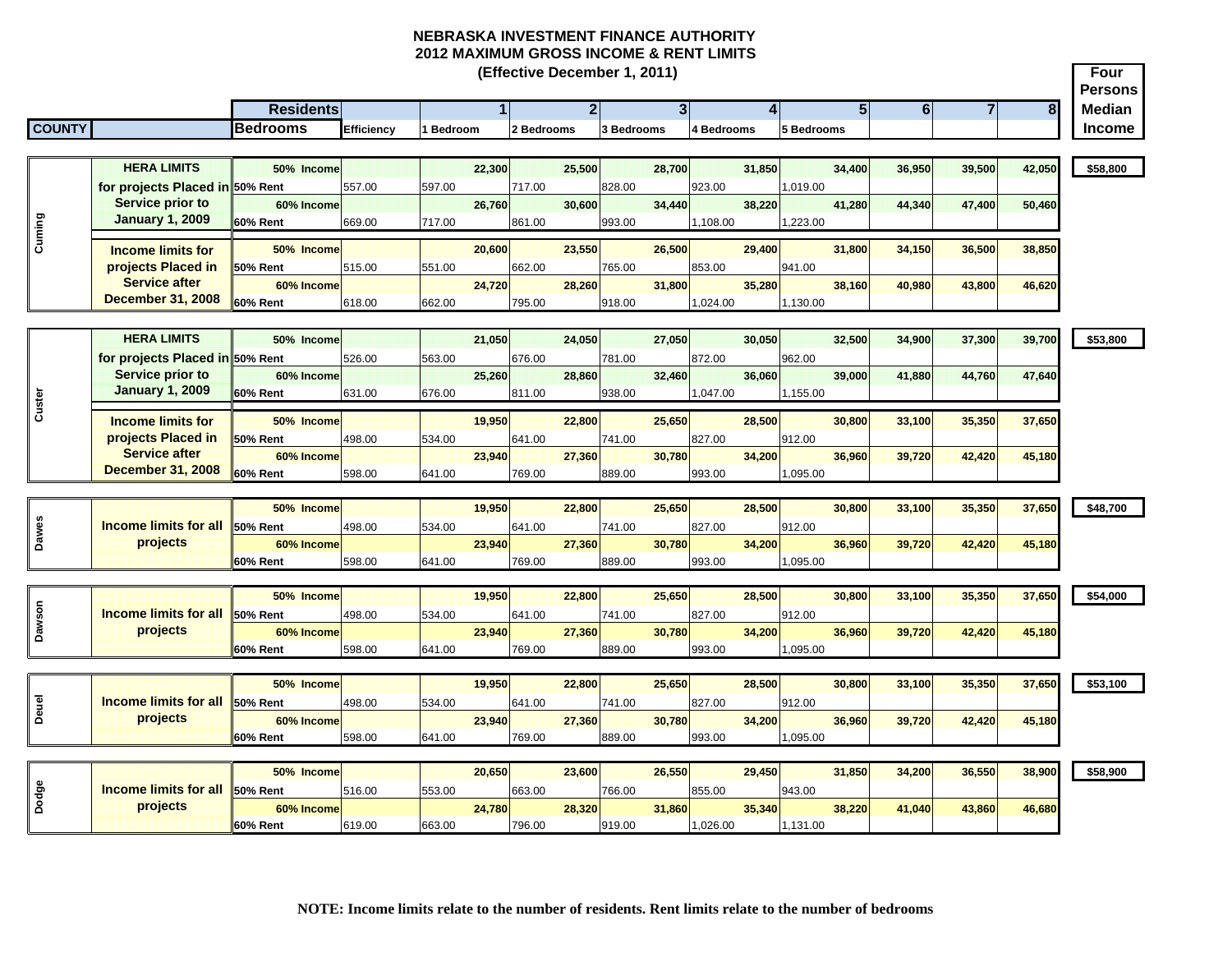# NEBRASKA INVESTMENT FINANCE AUTHORITY
## 2012 MAXIMUM GROSS INCOME & RENT LIMITS
### (Effective December 1, 2011)

| COUNTY | | Residents / Bedrooms | Efficiency | 1 / 1 Bedroom | 2 / 2 Bedrooms | 3 / 3 Bedrooms | 4 / 4 Bedrooms | 5 / 5 Bedrooms | 6 | 7 | 8 | Four Persons Median Income |
|---|---|---|---|---|---|---|---|---|---|---|---|---|
| Cuming | HERA LIMITS for projects Placed in Service prior to January 1, 2009 | 50% Income | | 22,300 | 25,500 | 28,700 | 31,850 | 34,400 | 36,950 | 39,500 | 42,050 | $58,800 |
| | | 50% Rent | 557.00 | 597.00 | 717.00 | 828.00 | 923.00 | 1,019.00 | | | | |
| | | 60% Income | | 26,760 | 30,600 | 34,440 | 38,220 | 41,280 | 44,340 | 47,400 | 50,460 | |
| | | 60% Rent | 669.00 | 717.00 | 861.00 | 993.00 | 1,108.00 | 1,223.00 | | | | |
| | Income limits for projects Placed in Service after December 31, 2008 | 50% Income | | 20,600 | 23,550 | 26,500 | 29,400 | 31,800 | 34,150 | 36,500 | 38,850 | |
| | | 50% Rent | 515.00 | 551.00 | 662.00 | 765.00 | 853.00 | 941.00 | | | | |
| | | 60% Income | | 24,720 | 28,260 | 31,800 | 35,280 | 38,160 | 40,980 | 43,800 | 46,620 | |
| | | 60% Rent | 618.00 | 662.00 | 795.00 | 918.00 | 1,024.00 | 1,130.00 | | | | |
| Custer | HERA LIMITS for projects Placed in Service prior to January 1, 2009 | 50% Income | | 21,050 | 24,050 | 27,050 | 30,050 | 32,500 | 34,900 | 37,300 | 39,700 | $53,800 |
| | | 50% Rent | 526.00 | 563.00 | 676.00 | 781.00 | 872.00 | 962.00 | | | | |
| | | 60% Income | | 25,260 | 28,860 | 32,460 | 36,060 | 39,000 | 41,880 | 44,760 | 47,640 | |
| | | 60% Rent | 631.00 | 676.00 | 811.00 | 938.00 | 1,047.00 | 1,155.00 | | | | |
| | Income limits for projects Placed in Service after December 31, 2008 | 50% Income | | 19,950 | 22,800 | 25,650 | 28,500 | 30,800 | 33,100 | 35,350 | 37,650 | |
| | | 50% Rent | 498.00 | 534.00 | 641.00 | 741.00 | 827.00 | 912.00 | | | | |
| | | 60% Income | | 23,940 | 27,360 | 30,780 | 34,200 | 36,960 | 39,720 | 42,420 | 45,180 | |
| | | 60% Rent | 598.00 | 641.00 | 769.00 | 889.00 | 993.00 | 1,095.00 | | | | |
| Dawes | Income limits for all projects | 50% Income | | 19,950 | 22,800 | 25,650 | 28,500 | 30,800 | 33,100 | 35,350 | 37,650 | $48,700 |
| | | 50% Rent | 498.00 | 534.00 | 641.00 | 741.00 | 827.00 | 912.00 | | | | |
| | | 60% Income | | 23,940 | 27,360 | 30,780 | 34,200 | 36,960 | 39,720 | 42,420 | 45,180 | |
| | | 60% Rent | 598.00 | 641.00 | 769.00 | 889.00 | 993.00 | 1,095.00 | | | | |
| Dawson | Income limits for all projects | 50% Income | | 19,950 | 22,800 | 25,650 | 28,500 | 30,800 | 33,100 | 35,350 | 37,650 | $54,000 |
| | | 50% Rent | 498.00 | 534.00 | 641.00 | 741.00 | 827.00 | 912.00 | | | | |
| | | 60% Income | | 23,940 | 27,360 | 30,780 | 34,200 | 36,960 | 39,720 | 42,420 | 45,180 | |
| | | 60% Rent | 598.00 | 641.00 | 769.00 | 889.00 | 993.00 | 1,095.00 | | | | |
| Deuel | Income limits for all projects | 50% Income | | 19,950 | 22,800 | 25,650 | 28,500 | 30,800 | 33,100 | 35,350 | 37,650 | $53,100 |
| | | 50% Rent | 498.00 | 534.00 | 641.00 | 741.00 | 827.00 | 912.00 | | | | |
| | | 60% Income | | 23,940 | 27,360 | 30,780 | 34,200 | 36,960 | 39,720 | 42,420 | 45,180 | |
| | | 60% Rent | 598.00 | 641.00 | 769.00 | 889.00 | 993.00 | 1,095.00 | | | | |
| Dodge | Income limits for all projects | 50% Income | | 20,650 | 23,600 | 26,550 | 29,450 | 31,850 | 34,200 | 36,550 | 38,900 | $58,900 |
| | | 50% Rent | 516.00 | 553.00 | 663.00 | 766.00 | 855.00 | 943.00 | | | | |
| | | 60% Income | | 24,780 | 28,320 | 31,860 | 35,340 | 38,220 | 41,040 | 43,860 | 46,680 | |
| | | 60% Rent | 619.00 | 663.00 | 796.00 | 919.00 | 1,026.00 | 1,131.00 | | | | |

**NOTE: Income limits relate to the number of residents. Rent limits relate to the number of bedrooms**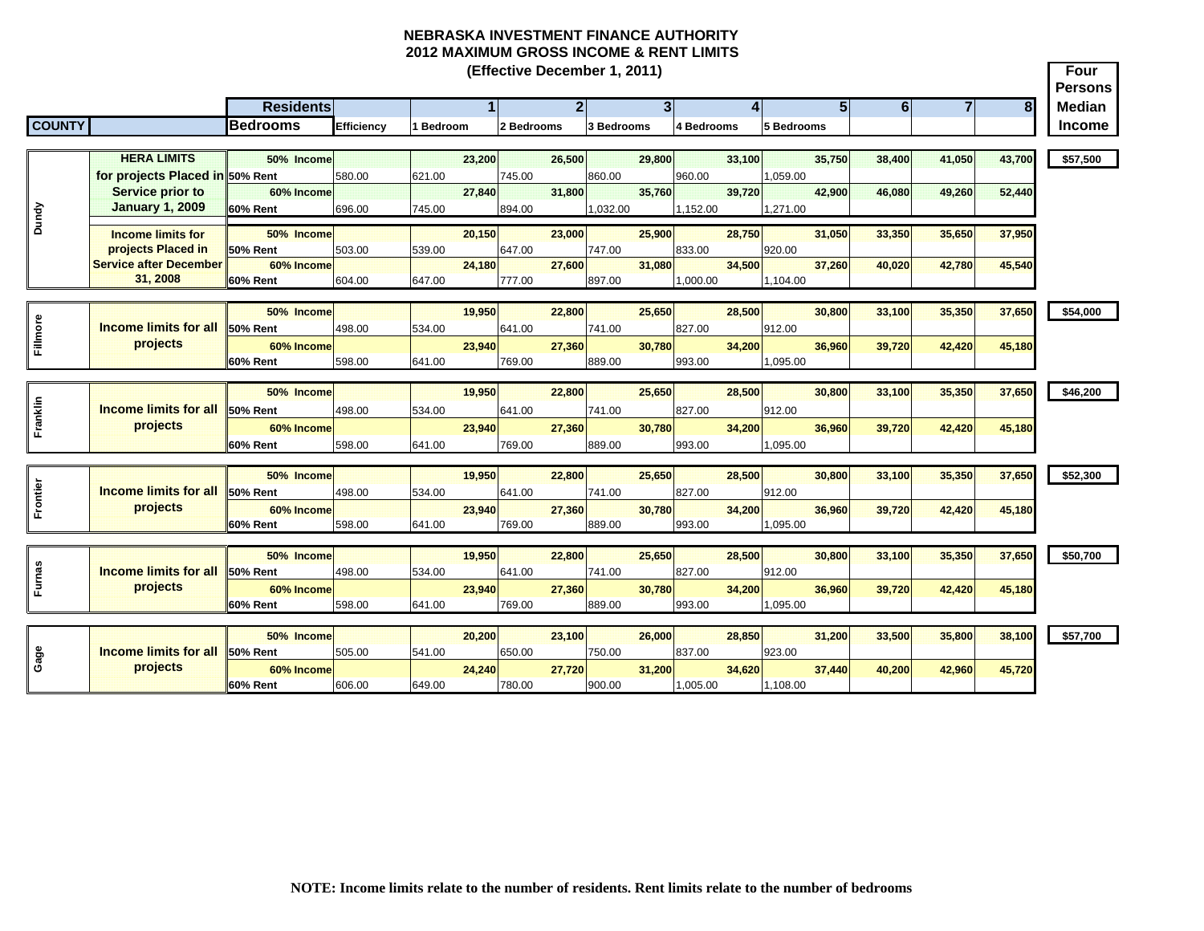**NEBRASKA INVESTMENT FINANCE AUTHORITY**
**2012 MAXIMUM GROSS INCOME & RENT LIMITS**
**(Effective December 1, 2011)**

| COUNTY | | Residents / Bedrooms | Efficiency | 1 / 1 Bedroom | 2 / 2 Bedrooms | 3 / 3 Bedrooms | 4 / 4 Bedrooms | 5 / 5 Bedrooms | 6 | 7 | 8 | Four Persons Median Income |
|---|---|---|---|---|---|---|---|---|---|---|---|---|
| Dundy | HERA LIMITS for projects Placed in Service prior to January 1, 2009 | 50% Income | | 23,200 | 26,500 | 29,800 | 33,100 | 35,750 | 38,400 | 41,050 | 43,700 | $57,500 |
| | | 50% Rent | 580.00 | 621.00 | 745.00 | 860.00 | 960.00 | 1,059.00 | | | | |
| | | 60% Income | | 27,840 | 31,800 | 35,760 | 39,720 | 42,900 | 46,080 | 49,260 | 52,440 | |
| | | 60% Rent | 696.00 | 745.00 | 894.00 | 1,032.00 | 1,152.00 | 1,271.00 | | | | |
| | Income limits for projects Placed in Service after December 31, 2008 | 50% Income | | 20,150 | 23,000 | 25,900 | 28,750 | 31,050 | 33,350 | 35,650 | 37,950 | |
| | | 50% Rent | 503.00 | 539.00 | 647.00 | 747.00 | 833.00 | 920.00 | | | | |
| | | 60% Income | | 24,180 | 27,600 | 31,080 | 34,500 | 37,260 | 40,020 | 42,780 | 45,540 | |
| | | 60% Rent | 604.00 | 647.00 | 777.00 | 897.00 | 1,000.00 | 1,104.00 | | | | |
| Fillmore | Income limits for all projects | 50% Income | | 19,950 | 22,800 | 25,650 | 28,500 | 30,800 | 33,100 | 35,350 | 37,650 | $54,000 |
| | | 50% Rent | 498.00 | 534.00 | 641.00 | 741.00 | 827.00 | 912.00 | | | | |
| | | 60% Income | | 23,940 | 27,360 | 30,780 | 34,200 | 36,960 | 39,720 | 42,420 | 45,180 | |
| | | 60% Rent | 598.00 | 641.00 | 769.00 | 889.00 | 993.00 | 1,095.00 | | | | |
| Franklin | Income limits for all projects | 50% Income | | 19,950 | 22,800 | 25,650 | 28,500 | 30,800 | 33,100 | 35,350 | 37,650 | $46,200 |
| | | 50% Rent | 498.00 | 534.00 | 641.00 | 741.00 | 827.00 | 912.00 | | | | |
| | | 60% Income | | 23,940 | 27,360 | 30,780 | 34,200 | 36,960 | 39,720 | 42,420 | 45,180 | |
| | | 60% Rent | 598.00 | 641.00 | 769.00 | 889.00 | 993.00 | 1,095.00 | | | | |
| Frontier | Income limits for all projects | 50% Income | | 19,950 | 22,800 | 25,650 | 28,500 | 30,800 | 33,100 | 35,350 | 37,650 | $52,300 |
| | | 50% Rent | 498.00 | 534.00 | 641.00 | 741.00 | 827.00 | 912.00 | | | | |
| | | 60% Income | | 23,940 | 27,360 | 30,780 | 34,200 | 36,960 | 39,720 | 42,420 | 45,180 | |
| | | 60% Rent | 598.00 | 641.00 | 769.00 | 889.00 | 993.00 | 1,095.00 | | | | |
| Furnas | Income limits for all projects | 50% Income | | 19,950 | 22,800 | 25,650 | 28,500 | 30,800 | 33,100 | 35,350 | 37,650 | $50,700 |
| | | 50% Rent | 498.00 | 534.00 | 641.00 | 741.00 | 827.00 | 912.00 | | | | |
| | | 60% Income | | 23,940 | 27,360 | 30,780 | 34,200 | 36,960 | 39,720 | 42,420 | 45,180 | |
| | | 60% Rent | 598.00 | 641.00 | 769.00 | 889.00 | 993.00 | 1,095.00 | | | | |
| Gage | Income limits for all projects | 50% Income | | 20,200 | 23,100 | 26,000 | 28,850 | 31,200 | 33,500 | 35,800 | 38,100 | $57,700 |
| | | 50% Rent | 505.00 | 541.00 | 650.00 | 750.00 | 837.00 | 923.00 | | | | |
| | | 60% Income | | 24,240 | 27,720 | 31,200 | 34,620 | 37,440 | 40,200 | 42,960 | 45,720 | |
| | | 60% Rent | 606.00 | 649.00 | 780.00 | 900.00 | 1,005.00 | 1,108.00 | | | | |

**NOTE: Income limits relate to the number of residents. Rent limits relate to the number of bedrooms**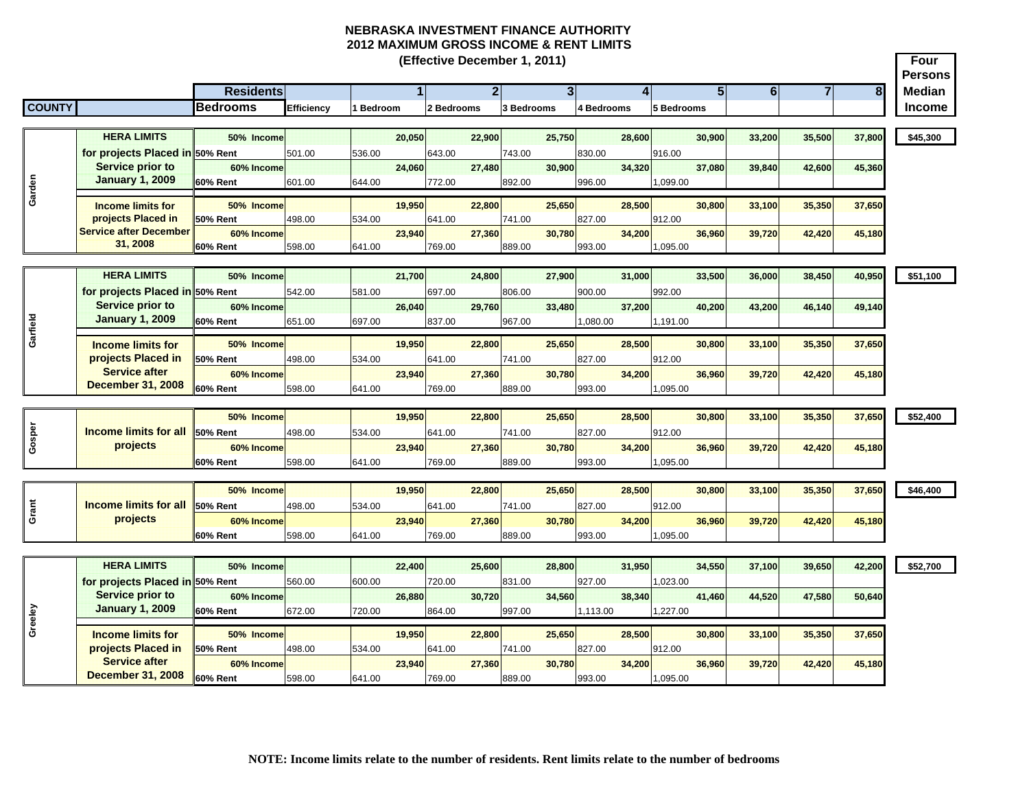# NEBRASKA INVESTMENT FINANCE AUTHORITY
## 2012 MAXIMUM GROSS INCOME & RENT LIMITS
### (Effective December 1, 2011)

| COUNTY | | Residents / Bedrooms | Efficiency | 1 / 1 Bedroom | 2 / 2 Bedrooms | 3 / 3 Bedrooms | 4 / 4 Bedrooms | 5 / 5 Bedrooms | 6 | 7 | 8 | Four Persons Median Income |
|---|---|---|---|---|---|---|---|---|---|---|---|---|
| Garden | HERA LIMITS for projects Placed in Service prior to January 1, 2009 | 50% Income | | 20,050 | 22,900 | 25,750 | 28,600 | 30,900 | 33,200 | 35,500 | 37,800 | $45,300 |
| | | 50% Rent | 501.00 | 536.00 | 643.00 | 743.00 | 830.00 | 916.00 | | | | |
| | | 60% Income | | 24,060 | 27,480 | 30,900 | 34,320 | 37,080 | 39,840 | 42,600 | 45,360 | |
| | | 60% Rent | 601.00 | 644.00 | 772.00 | 892.00 | 996.00 | 1,099.00 | | | | |
| | Income limits for projects Placed in Service after December 31, 2008 | 50% Income | | 19,950 | 22,800 | 25,650 | 28,500 | 30,800 | 33,100 | 35,350 | 37,650 | |
| | | 50% Rent | 498.00 | 534.00 | 641.00 | 741.00 | 827.00 | 912.00 | | | | |
| | | 60% Income | | 23,940 | 27,360 | 30,780 | 34,200 | 36,960 | 39,720 | 42,420 | 45,180 | |
| | | 60% Rent | 598.00 | 641.00 | 769.00 | 889.00 | 993.00 | 1,095.00 | | | | |
| Garfield | HERA LIMITS for projects Placed in Service prior to January 1, 2009 | 50% Income | | 21,700 | 24,800 | 27,900 | 31,000 | 33,500 | 36,000 | 38,450 | 40,950 | $51,100 |
| | | 50% Rent | 542.00 | 581.00 | 697.00 | 806.00 | 900.00 | 992.00 | | | | |
| | | 60% Income | | 26,040 | 29,760 | 33,480 | 37,200 | 40,200 | 43,200 | 46,140 | 49,140 | |
| | | 60% Rent | 651.00 | 697.00 | 837.00 | 967.00 | 1,080.00 | 1,191.00 | | | | |
| | Income limits for projects Placed in Service after December 31, 2008 | 50% Income | | 19,950 | 22,800 | 25,650 | 28,500 | 30,800 | 33,100 | 35,350 | 37,650 | |
| | | 50% Rent | 498.00 | 534.00 | 641.00 | 741.00 | 827.00 | 912.00 | | | | |
| | | 60% Income | | 23,940 | 27,360 | 30,780 | 34,200 | 36,960 | 39,720 | 42,420 | 45,180 | |
| | | 60% Rent | 598.00 | 641.00 | 769.00 | 889.00 | 993.00 | 1,095.00 | | | | |
| Gosper | Income limits for all projects | 50% Income | | 19,950 | 22,800 | 25,650 | 28,500 | 30,800 | 33,100 | 35,350 | 37,650 | $52,400 |
| | | 50% Rent | 498.00 | 534.00 | 641.00 | 741.00 | 827.00 | 912.00 | | | | |
| | | 60% Income | | 23,940 | 27,360 | 30,780 | 34,200 | 36,960 | 39,720 | 42,420 | 45,180 | |
| | | 60% Rent | 598.00 | 641.00 | 769.00 | 889.00 | 993.00 | 1,095.00 | | | | |
| Grant | Income limits for all projects | 50% Income | | 19,950 | 22,800 | 25,650 | 28,500 | 30,800 | 33,100 | 35,350 | 37,650 | $46,400 |
| | | 50% Rent | 498.00 | 534.00 | 641.00 | 741.00 | 827.00 | 912.00 | | | | |
| | | 60% Income | | 23,940 | 27,360 | 30,780 | 34,200 | 36,960 | 39,720 | 42,420 | 45,180 | |
| | | 60% Rent | 598.00 | 641.00 | 769.00 | 889.00 | 993.00 | 1,095.00 | | | | |
| Greeley | HERA LIMITS for projects Placed in Service prior to January 1, 2009 | 50% Income | | 22,400 | 25,600 | 28,800 | 31,950 | 34,550 | 37,100 | 39,650 | 42,200 | $52,700 |
| | | 50% Rent | 560.00 | 600.00 | 720.00 | 831.00 | 927.00 | 1,023.00 | | | | |
| | | 60% Income | | 26,880 | 30,720 | 34,560 | 38,340 | 41,460 | 44,520 | 47,580 | 50,640 | |
| | | 60% Rent | 672.00 | 720.00 | 864.00 | 997.00 | 1,113.00 | 1,227.00 | | | | |
| | Income limits for projects Placed in Service after December 31, 2008 | 50% Income | | 19,950 | 22,800 | 25,650 | 28,500 | 30,800 | 33,100 | 35,350 | 37,650 | |
| | | 50% Rent | 498.00 | 534.00 | 641.00 | 741.00 | 827.00 | 912.00 | | | | |
| | | 60% Income | | 23,940 | 27,360 | 30,780 | 34,200 | 36,960 | 39,720 | 42,420 | 45,180 | |
| | | 60% Rent | 598.00 | 641.00 | 769.00 | 889.00 | 993.00 | 1,095.00 | | | | |

**NOTE: Income limits relate to the number of residents. Rent limits relate to the number of bedrooms**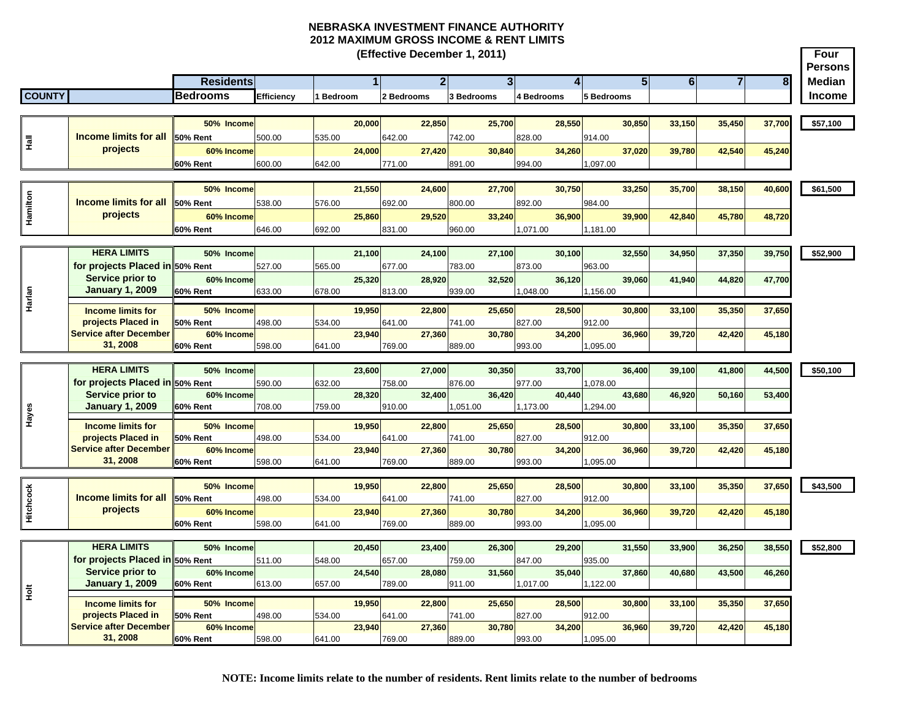# NEBRASKA INVESTMENT FINANCE AUTHORITY
## 2012 MAXIMUM GROSS INCOME & RENT LIMITS
### (Effective December 1, 2011)

| COUNTY | | Residents / Bedrooms | Efficiency | 1 / 1 Bedroom | 2 / 2 Bedrooms | 3 / 3 Bedrooms | 4 / 4 Bedrooms | 5 / 5 Bedrooms | 6 | 7 | 8 | Four Persons Median Income |
|---|---|---|---|---|---|---|---|---|---|---|---|---|
| Hall | Income limits for all projects | 50% Income | | 20,000 | 22,850 | 25,700 | 28,550 | 30,850 | 33,150 | 35,450 | 37,700 | $57,100 |
| | | 50% Rent | 500.00 | 535.00 | 642.00 | 742.00 | 828.00 | 914.00 | | | | |
| | | 60% Income | | 24,000 | 27,420 | 30,840 | 34,260 | 37,020 | 39,780 | 42,540 | 45,240 | |
| | | 60% Rent | 600.00 | 642.00 | 771.00 | 891.00 | 994.00 | 1,097.00 | | | | |
| Hamilton | Income limits for all projects | 50% Income | | 21,550 | 24,600 | 27,700 | 30,750 | 33,250 | 35,700 | 38,150 | 40,600 | $61,500 |
| | | 50% Rent | 538.00 | 576.00 | 692.00 | 800.00 | 892.00 | 984.00 | | | | |
| | | 60% Income | | 25,860 | 29,520 | 33,240 | 36,900 | 39,900 | 42,840 | 45,780 | 48,720 | |
| | | 60% Rent | 646.00 | 692.00 | 831.00 | 960.00 | 1,071.00 | 1,181.00 | | | | |
| Harlan | HERA LIMITS for projects Placed in Service prior to January 1, 2009 | 50% Income | | 21,100 | 24,100 | 27,100 | 30,100 | 32,550 | 34,950 | 37,350 | 39,750 | $52,900 |
| | | 50% Rent | 527.00 | 565.00 | 677.00 | 783.00 | 873.00 | 963.00 | | | | |
| | | 60% Income | | 25,320 | 28,920 | 32,520 | 36,120 | 39,060 | 41,940 | 44,820 | 47,700 | |
| | | 60% Rent | 633.00 | 678.00 | 813.00 | 939.00 | 1,048.00 | 1,156.00 | | | | |
| | Income limits for projects Placed in Service after December 31, 2008 | 50% Income | | 19,950 | 22,800 | 25,650 | 28,500 | 30,800 | 33,100 | 35,350 | 37,650 | |
| | | 50% Rent | 498.00 | 534.00 | 641.00 | 741.00 | 827.00 | 912.00 | | | | |
| | | 60% Income | | 23,940 | 27,360 | 30,780 | 34,200 | 36,960 | 39,720 | 42,420 | 45,180 | |
| | | 60% Rent | 598.00 | 641.00 | 769.00 | 889.00 | 993.00 | 1,095.00 | | | | |
| Hayes | HERA LIMITS for projects Placed in Service prior to January 1, 2009 | 50% Income | | 23,600 | 27,000 | 30,350 | 33,700 | 36,400 | 39,100 | 41,800 | 44,500 | $50,100 |
| | | 50% Rent | 590.00 | 632.00 | 758.00 | 876.00 | 977.00 | 1,078.00 | | | | |
| | | 60% Income | | 28,320 | 32,400 | 36,420 | 40,440 | 43,680 | 46,920 | 50,160 | 53,400 | |
| | | 60% Rent | 708.00 | 759.00 | 910.00 | 1,051.00 | 1,173.00 | 1,294.00 | | | | |
| | Income limits for projects Placed in Service after December 31, 2008 | 50% Income | | 19,950 | 22,800 | 25,650 | 28,500 | 30,800 | 33,100 | 35,350 | 37,650 | |
| | | 50% Rent | 498.00 | 534.00 | 641.00 | 741.00 | 827.00 | 912.00 | | | | |
| | | 60% Income | | 23,940 | 27,360 | 30,780 | 34,200 | 36,960 | 39,720 | 42,420 | 45,180 | |
| | | 60% Rent | 598.00 | 641.00 | 769.00 | 889.00 | 993.00 | 1,095.00 | | | | |
| Hitchcock | Income limits for all projects | 50% Income | | 19,950 | 22,800 | 25,650 | 28,500 | 30,800 | 33,100 | 35,350 | 37,650 | $43,500 |
| | | 50% Rent | 498.00 | 534.00 | 641.00 | 741.00 | 827.00 | 912.00 | | | | |
| | | 60% Income | | 23,940 | 27,360 | 30,780 | 34,200 | 36,960 | 39,720 | 42,420 | 45,180 | |
| | | 60% Rent | 598.00 | 641.00 | 769.00 | 889.00 | 993.00 | 1,095.00 | | | | |
| Holt | HERA LIMITS for projects Placed in Service prior to January 1, 2009 | 50% Income | | 20,450 | 23,400 | 26,300 | 29,200 | 31,550 | 33,900 | 36,250 | 38,550 | $52,800 |
| | | 50% Rent | 511.00 | 548.00 | 657.00 | 759.00 | 847.00 | 935.00 | | | | |
| | | 60% Income | | 24,540 | 28,080 | 31,560 | 35,040 | 37,860 | 40,680 | 43,500 | 46,260 | |
| | | 60% Rent | 613.00 | 657.00 | 789.00 | 911.00 | 1,017.00 | 1,122.00 | | | | |
| | Income limits for projects Placed in Service after December 31, 2008 | 50% Income | | 19,950 | 22,800 | 25,650 | 28,500 | 30,800 | 33,100 | 35,350 | 37,650 | |
| | | 50% Rent | 498.00 | 534.00 | 641.00 | 741.00 | 827.00 | 912.00 | | | | |
| | | 60% Income | | 23,940 | 27,360 | 30,780 | 34,200 | 36,960 | 39,720 | 42,420 | 45,180 | |
| | | 60% Rent | 598.00 | 641.00 | 769.00 | 889.00 | 993.00 | 1,095.00 | | | | |

**NOTE: Income limits relate to the number of residents. Rent limits relate to the number of bedrooms**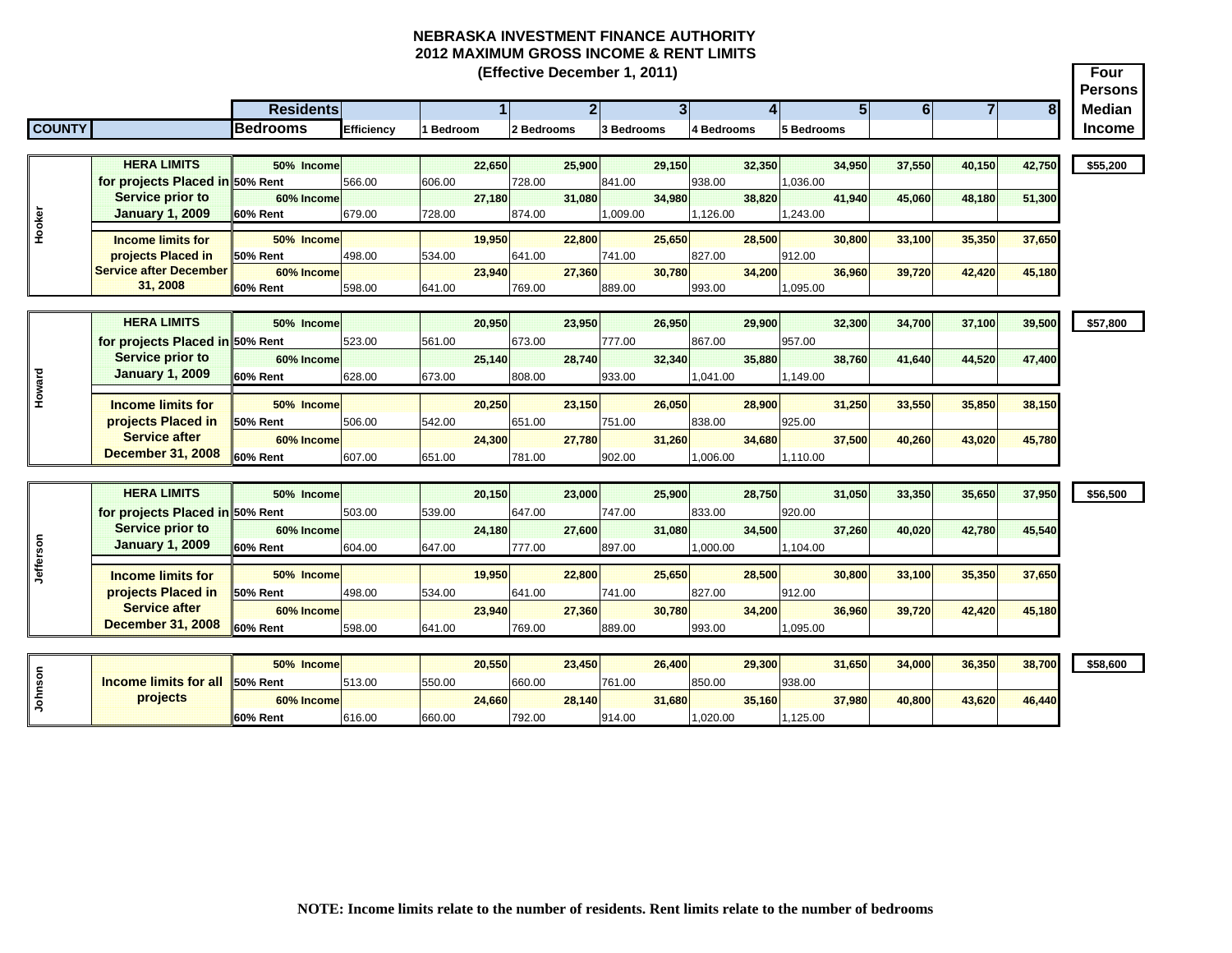# NEBRASKA INVESTMENT FINANCE AUTHORITY
## 2012 MAXIMUM GROSS INCOME & RENT LIMITS
### (Effective December 1, 2011)

| COUNTY | | Residents / Bedrooms | Efficiency | 1 / 1 Bedroom | 2 / 2 Bedrooms | 3 / 3 Bedrooms | 4 / 4 Bedrooms | 5 / 5 Bedrooms | 6 | 7 | 8 | Four Persons Median Income |
|---|---|---|---|---|---|---|---|---|---|---|---|---|
| Hooker | HERA LIMITS for projects Placed in Service prior to January 1, 2009 | 50% Income | | 22,650 | 25,900 | 29,150 | 32,350 | 34,950 | 37,550 | 40,150 | 42,750 | $55,200 |
| | | 50% Rent | 566.00 | 606.00 | 728.00 | 841.00 | 938.00 | 1,036.00 | | | | |
| | | 60% Income | | 27,180 | 31,080 | 34,980 | 38,820 | 41,940 | 45,060 | 48,180 | 51,300 | |
| | | 60% Rent | 679.00 | 728.00 | 874.00 | 1,009.00 | 1,126.00 | 1,243.00 | | | | |
| | Income limits for projects Placed in Service after December 31, 2008 | 50% Income | | 19,950 | 22,800 | 25,650 | 28,500 | 30,800 | 33,100 | 35,350 | 37,650 | |
| | | 50% Rent | 498.00 | 534.00 | 641.00 | 741.00 | 827.00 | 912.00 | | | | |
| | | 60% Income | | 23,940 | 27,360 | 30,780 | 34,200 | 36,960 | 39,720 | 42,420 | 45,180 | |
| | | 60% Rent | 598.00 | 641.00 | 769.00 | 889.00 | 993.00 | 1,095.00 | | | | |
| Howard | HERA LIMITS for projects Placed in Service prior to January 1, 2009 | 50% Income | | 20,950 | 23,950 | 26,950 | 29,900 | 32,300 | 34,700 | 37,100 | 39,500 | $57,800 |
| | | 50% Rent | 523.00 | 561.00 | 673.00 | 777.00 | 867.00 | 957.00 | | | | |
| | | 60% Income | | 25,140 | 28,740 | 32,340 | 35,880 | 38,760 | 41,640 | 44,520 | 47,400 | |
| | | 60% Rent | 628.00 | 673.00 | 808.00 | 933.00 | 1,041.00 | 1,149.00 | | | | |
| | Income limits for projects Placed in Service after December 31, 2008 | 50% Income | | 20,250 | 23,150 | 26,050 | 28,900 | 31,250 | 33,550 | 35,850 | 38,150 | |
| | | 50% Rent | 506.00 | 542.00 | 651.00 | 751.00 | 838.00 | 925.00 | | | | |
| | | 60% Income | | 24,300 | 27,780 | 31,260 | 34,680 | 37,500 | 40,260 | 43,020 | 45,780 | |
| | | 60% Rent | 607.00 | 651.00 | 781.00 | 902.00 | 1,006.00 | 1,110.00 | | | | |
| Jefferson | HERA LIMITS for projects Placed in Service prior to January 1, 2009 | 50% Income | | 20,150 | 23,000 | 25,900 | 28,750 | 31,050 | 33,350 | 35,650 | 37,950 | $56,500 |
| | | 50% Rent | 503.00 | 539.00 | 647.00 | 747.00 | 833.00 | 920.00 | | | | |
| | | 60% Income | | 24,180 | 27,600 | 31,080 | 34,500 | 37,260 | 40,020 | 42,780 | 45,540 | |
| | | 60% Rent | 604.00 | 647.00 | 777.00 | 897.00 | 1,000.00 | 1,104.00 | | | | |
| | Income limits for projects Placed in Service after December 31, 2008 | 50% Income | | 19,950 | 22,800 | 25,650 | 28,500 | 30,800 | 33,100 | 35,350 | 37,650 | |
| | | 50% Rent | 498.00 | 534.00 | 641.00 | 741.00 | 827.00 | 912.00 | | | | |
| | | 60% Income | | 23,940 | 27,360 | 30,780 | 34,200 | 36,960 | 39,720 | 42,420 | 45,180 | |
| | | 60% Rent | 598.00 | 641.00 | 769.00 | 889.00 | 993.00 | 1,095.00 | | | | |
| Johnson | Income limits for all projects | 50% Income | | 20,550 | 23,450 | 26,400 | 29,300 | 31,650 | 34,000 | 36,350 | 38,700 | $58,600 |
| | | 50% Rent | 513.00 | 550.00 | 660.00 | 761.00 | 850.00 | 938.00 | | | | |
| | | 60% Income | | 24,660 | 28,140 | 31,680 | 35,160 | 37,980 | 40,800 | 43,620 | 46,440 | |
| | | 60% Rent | 616.00 | 660.00 | 792.00 | 914.00 | 1,020.00 | 1,125.00 | | | | |

**NOTE: Income limits relate to the number of residents. Rent limits relate to the number of bedrooms**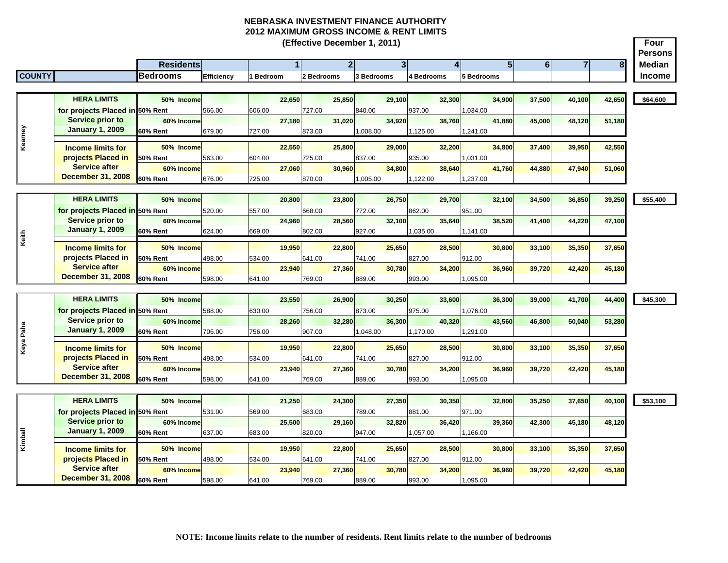# NEBRASKA INVESTMENT FINANCE AUTHORITY
## 2012 MAXIMUM GROSS INCOME & RENT LIMITS
### (Effective December 1, 2011)

| COUNTY | | Residents / Bedrooms | Efficiency | 1 / 1 Bedroom | 2 / 2 Bedrooms | 3 / 3 Bedrooms | 4 / 4 Bedrooms | 5 / 5 Bedrooms | 6 | 7 | 8 | Four Persons Median Income |
|---|---|---|---|---|---|---|---|---|---|---|---|---|
| Kearney | HERA LIMITS for projects Placed in Service prior to January 1, 2009 | 50% Income | | 22,650 | 25,850 | 29,100 | 32,300 | 34,900 | 37,500 | 40,100 | 42,650 | $64,600 |
| | | 50% Rent | 566.00 | 606.00 | 727.00 | 840.00 | 937.00 | 1,034.00 | | | | |
| | | 60% Income | | 27,180 | 31,020 | 34,920 | 38,760 | 41,880 | 45,000 | 48,120 | 51,180 | |
| | | 60% Rent | 679.00 | 727.00 | 873.00 | 1,008.00 | 1,125.00 | 1,241.00 | | | | |
| | Income limits for projects Placed in Service after December 31, 2008 | 50% Income | | 22,550 | 25,800 | 29,000 | 32,200 | 34,800 | 37,400 | 39,950 | 42,550 | |
| | | 50% Rent | 563.00 | 604.00 | 725.00 | 837.00 | 935.00 | 1,031.00 | | | | |
| | | 60% Income | | 27,060 | 30,960 | 34,800 | 38,640 | 41,760 | 44,880 | 47,940 | 51,060 | |
| | | 60% Rent | 676.00 | 725.00 | 870.00 | 1,005.00 | 1,122.00 | 1,237.00 | | | | |
| Keith | HERA LIMITS for projects Placed in Service prior to January 1, 2009 | 50% Income | | 20,800 | 23,800 | 26,750 | 29,700 | 32,100 | 34,500 | 36,850 | 39,250 | $55,400 |
| | | 50% Rent | 520.00 | 557.00 | 668.00 | 772.00 | 862.00 | 951.00 | | | | |
| | | 60% Income | | 24,960 | 28,560 | 32,100 | 35,640 | 38,520 | 41,400 | 44,220 | 47,100 | |
| | | 60% Rent | 624.00 | 669.00 | 802.00 | 927.00 | 1,035.00 | 1,141.00 | | | | |
| | Income limits for projects Placed in Service after December 31, 2008 | 50% Income | | 19,950 | 22,800 | 25,650 | 28,500 | 30,800 | 33,100 | 35,350 | 37,650 | |
| | | 50% Rent | 498.00 | 534.00 | 641.00 | 741.00 | 827.00 | 912.00 | | | | |
| | | 60% Income | | 23,940 | 27,360 | 30,780 | 34,200 | 36,960 | 39,720 | 42,420 | 45,180 | |
| | | 60% Rent | 598.00 | 641.00 | 769.00 | 889.00 | 993.00 | 1,095.00 | | | | |
| Keya Paha | HERA LIMITS for projects Placed in Service prior to January 1, 2009 | 50% Income | | 23,550 | 26,900 | 30,250 | 33,600 | 36,300 | 39,000 | 41,700 | 44,400 | $45,300 |
| | | 50% Rent | 588.00 | 630.00 | 756.00 | 873.00 | 975.00 | 1,076.00 | | | | |
| | | 60% Income | | 28,260 | 32,280 | 36,300 | 40,320 | 43,560 | 46,800 | 50,040 | 53,280 | |
| | | 60% Rent | 706.00 | 756.00 | 907.00 | 1,048.00 | 1,170.00 | 1,291.00 | | | | |
| | Income limits for projects Placed in Service after December 31, 2008 | 50% Income | | 19,950 | 22,800 | 25,650 | 28,500 | 30,800 | 33,100 | 35,350 | 37,650 | |
| | | 50% Rent | 498.00 | 534.00 | 641.00 | 741.00 | 827.00 | 912.00 | | | | |
| | | 60% Income | | 23,940 | 27,360 | 30,780 | 34,200 | 36,960 | 39,720 | 42,420 | 45,180 | |
| | | 60% Rent | 598.00 | 641.00 | 769.00 | 889.00 | 993.00 | 1,095.00 | | | | |
| Kimball | HERA LIMITS for projects Placed in Service prior to January 1, 2009 | 50% Income | | 21,250 | 24,300 | 27,350 | 30,350 | 32,800 | 35,250 | 37,650 | 40,100 | $53,100 |
| | | 50% Rent | 531.00 | 569.00 | 683.00 | 789.00 | 881.00 | 971.00 | | | | |
| | | 60% Income | | 25,500 | 29,160 | 32,820 | 36,420 | 39,360 | 42,300 | 45,180 | 48,120 | |
| | | 60% Rent | 637.00 | 683.00 | 820.00 | 947.00 | 1,057.00 | 1,166.00 | | | | |
| | Income limits for projects Placed in Service after December 31, 2008 | 50% Income | | 19,950 | 22,800 | 25,650 | 28,500 | 30,800 | 33,100 | 35,350 | 37,650 | |
| | | 50% Rent | 498.00 | 534.00 | 641.00 | 741.00 | 827.00 | 912.00 | | | | |
| | | 60% Income | | 23,940 | 27,360 | 30,780 | 34,200 | 36,960 | 39,720 | 42,420 | 45,180 | |
| | | 60% Rent | 598.00 | 641.00 | 769.00 | 889.00 | 993.00 | 1,095.00 | | | | |

**NOTE: Income limits relate to the number of residents. Rent limits relate to the number of bedrooms**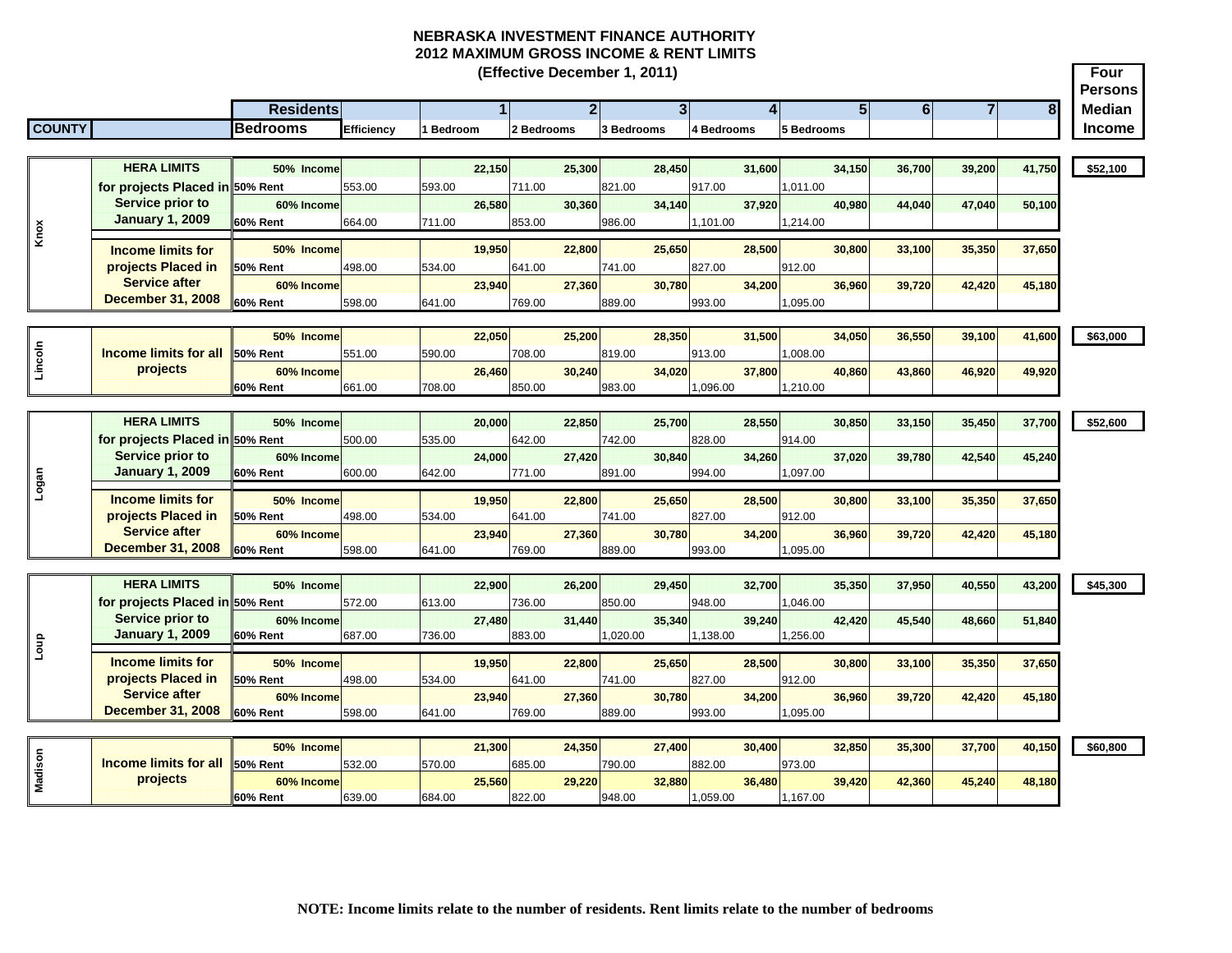# NEBRASKA INVESTMENT FINANCE AUTHORITY
## 2012 MAXIMUM GROSS INCOME & RENT LIMITS
### (Effective December 1, 2011)

| COUNTY | | Residents / Bedrooms | Efficiency | 1 / 1 Bedroom | 2 / 2 Bedrooms | 3 / 3 Bedrooms | 4 / 4 Bedrooms | 5 / 5 Bedrooms | 6 | 7 | 8 | Four Persons Median Income |
|---|---|---|---|---|---|---|---|---|---|---|---|---|
| Knox | HERA LIMITS for projects Placed in Service prior to January 1, 2009 | 50% Income | | 22,150 | 25,300 | 28,450 | 31,600 | 34,150 | 36,700 | 39,200 | 41,750 | $52,100 |
| | | 50% Rent | 553.00 | 593.00 | 711.00 | 821.00 | 917.00 | 1,011.00 | | | | |
| | | 60% Income | | 26,580 | 30,360 | 34,140 | 37,920 | 40,980 | 44,040 | 47,040 | 50,100 | |
| | | 60% Rent | 664.00 | 711.00 | 853.00 | 986.00 | 1,101.00 | 1,214.00 | | | | |
| | Income limits for projects Placed in Service after December 31, 2008 | 50% Income | | 19,950 | 22,800 | 25,650 | 28,500 | 30,800 | 33,100 | 35,350 | 37,650 | |
| | | 50% Rent | 498.00 | 534.00 | 641.00 | 741.00 | 827.00 | 912.00 | | | | |
| | | 60% Income | | 23,940 | 27,360 | 30,780 | 34,200 | 36,960 | 39,720 | 42,420 | 45,180 | |
| | | 60% Rent | 598.00 | 641.00 | 769.00 | 889.00 | 993.00 | 1,095.00 | | | | |
| Lincoln | Income limits for all projects | 50% Income | | 22,050 | 25,200 | 28,350 | 31,500 | 34,050 | 36,550 | 39,100 | 41,600 | $63,000 |
| | | 50% Rent | 551.00 | 590.00 | 708.00 | 819.00 | 913.00 | 1,008.00 | | | | |
| | | 60% Income | | 26,460 | 30,240 | 34,020 | 37,800 | 40,860 | 43,860 | 46,920 | 49,920 | |
| | | 60% Rent | 661.00 | 708.00 | 850.00 | 983.00 | 1,096.00 | 1,210.00 | | | | |
| Logan | HERA LIMITS for projects Placed in Service prior to January 1, 2009 | 50% Income | | 20,000 | 22,850 | 25,700 | 28,550 | 30,850 | 33,150 | 35,450 | 37,700 | $52,600 |
| | | 50% Rent | 500.00 | 535.00 | 642.00 | 742.00 | 828.00 | 914.00 | | | | |
| | | 60% Income | | 24,000 | 27,420 | 30,840 | 34,260 | 37,020 | 39,780 | 42,540 | 45,240 | |
| | | 60% Rent | 600.00 | 642.00 | 771.00 | 891.00 | 994.00 | 1,097.00 | | | | |
| | Income limits for projects Placed in Service after December 31, 2008 | 50% Income | | 19,950 | 22,800 | 25,650 | 28,500 | 30,800 | 33,100 | 35,350 | 37,650 | |
| | | 50% Rent | 498.00 | 534.00 | 641.00 | 741.00 | 827.00 | 912.00 | | | | |
| | | 60% Income | | 23,940 | 27,360 | 30,780 | 34,200 | 36,960 | 39,720 | 42,420 | 45,180 | |
| | | 60% Rent | 598.00 | 641.00 | 769.00 | 889.00 | 993.00 | 1,095.00 | | | | |
| Loup | HERA LIMITS for projects Placed in Service prior to January 1, 2009 | 50% Income | | 22,900 | 26,200 | 29,450 | 32,700 | 35,350 | 37,950 | 40,550 | 43,200 | $45,300 |
| | | 50% Rent | 572.00 | 613.00 | 736.00 | 850.00 | 948.00 | 1,046.00 | | | | |
| | | 60% Income | | 27,480 | 31,440 | 35,340 | 39,240 | 42,420 | 45,540 | 48,660 | 51,840 | |
| | | 60% Rent | 687.00 | 736.00 | 883.00 | 1,020.00 | 1,138.00 | 1,256.00 | | | | |
| | Income limits for projects Placed in Service after December 31, 2008 | 50% Income | | 19,950 | 22,800 | 25,650 | 28,500 | 30,800 | 33,100 | 35,350 | 37,650 | |
| | | 50% Rent | 498.00 | 534.00 | 641.00 | 741.00 | 827.00 | 912.00 | | | | |
| | | 60% Income | | 23,940 | 27,360 | 30,780 | 34,200 | 36,960 | 39,720 | 42,420 | 45,180 | |
| | | 60% Rent | 598.00 | 641.00 | 769.00 | 889.00 | 993.00 | 1,095.00 | | | | |
| Madison | Income limits for all projects | 50% Income | | 21,300 | 24,350 | 27,400 | 30,400 | 32,850 | 35,300 | 37,700 | 40,150 | $60,800 |
| | | 50% Rent | 532.00 | 570.00 | 685.00 | 790.00 | 882.00 | 973.00 | | | | |
| | | 60% Income | | 25,560 | 29,220 | 32,880 | 36,480 | 39,420 | 42,360 | 45,240 | 48,180 | |
| | | 60% Rent | 639.00 | 684.00 | 822.00 | 948.00 | 1,059.00 | 1,167.00 | | | | |

**NOTE: Income limits relate to the number of residents. Rent limits relate to the number of bedrooms**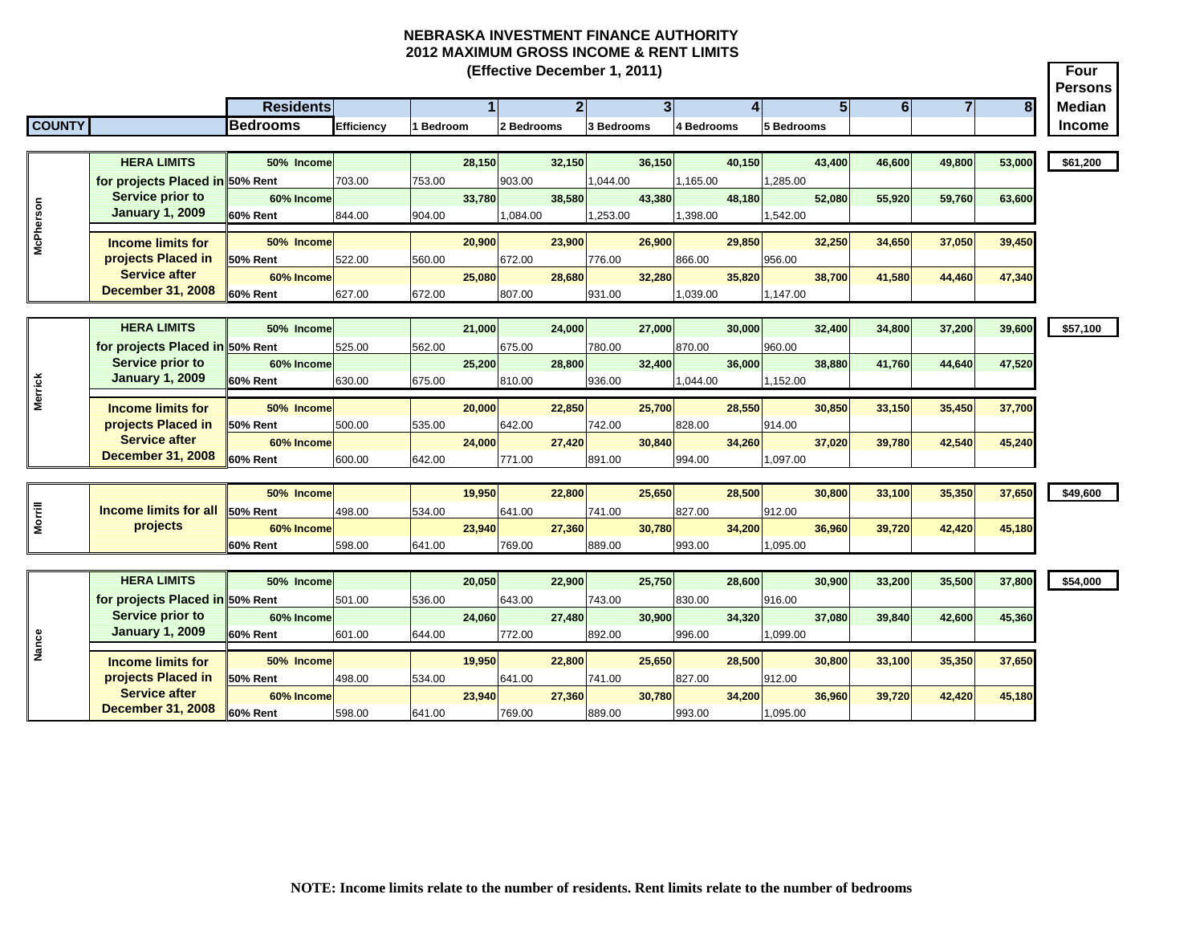# NEBRASKA INVESTMENT FINANCE AUTHORITY
## 2012 MAXIMUM GROSS INCOME & RENT LIMITS
### (Effective December 1, 2011)

| COUNTY | | Residents / Bedrooms | Efficiency | 1 / 1 Bedroom | 2 / 2 Bedrooms | 3 / 3 Bedrooms | 4 / 4 Bedrooms | 5 / 5 Bedrooms | 6 | 7 | 8 | Four Persons Median Income |
|---|---|---|---|---|---|---|---|---|---|---|---|---|
| McPherson | HERA LIMITS for projects Placed in Service prior to January 1, 2009 | 50% Income | | 28,150 | 32,150 | 36,150 | 40,150 | 43,400 | 46,600 | 49,800 | 53,000 | $61,200 |
| | | 50% Rent | 703.00 | 753.00 | 903.00 | 1,044.00 | 1,165.00 | 1,285.00 | | | | |
| | | 60% Income | | 33,780 | 38,580 | 43,380 | 48,180 | 52,080 | 55,920 | 59,760 | 63,600 | |
| | | 60% Rent | 844.00 | 904.00 | 1,084.00 | 1,253.00 | 1,398.00 | 1,542.00 | | | | |
| | Income limits for projects Placed in Service after December 31, 2008 | 50% Income | | 20,900 | 23,900 | 26,900 | 29,850 | 32,250 | 34,650 | 37,050 | 39,450 | |
| | | 50% Rent | 522.00 | 560.00 | 672.00 | 776.00 | 866.00 | 956.00 | | | | |
| | | 60% Income | | 25,080 | 28,680 | 32,280 | 35,820 | 38,700 | 41,580 | 44,460 | 47,340 | |
| | | 60% Rent | 627.00 | 672.00 | 807.00 | 931.00 | 1,039.00 | 1,147.00 | | | | |
| Merrick | HERA LIMITS for projects Placed in Service prior to January 1, 2009 | 50% Income | | 21,000 | 24,000 | 27,000 | 30,000 | 32,400 | 34,800 | 37,200 | 39,600 | $57,100 |
| | | 50% Rent | 525.00 | 562.00 | 675.00 | 780.00 | 870.00 | 960.00 | | | | |
| | | 60% Income | | 25,200 | 28,800 | 32,400 | 36,000 | 38,880 | 41,760 | 44,640 | 47,520 | |
| | | 60% Rent | 630.00 | 675.00 | 810.00 | 936.00 | 1,044.00 | 1,152.00 | | | | |
| | Income limits for projects Placed in Service after December 31, 2008 | 50% Income | | 20,000 | 22,850 | 25,700 | 28,550 | 30,850 | 33,150 | 35,450 | 37,700 | |
| | | 50% Rent | 500.00 | 535.00 | 642.00 | 742.00 | 828.00 | 914.00 | | | | |
| | | 60% Income | | 24,000 | 27,420 | 30,840 | 34,260 | 37,020 | 39,780 | 42,540 | 45,240 | |
| | | 60% Rent | 600.00 | 642.00 | 771.00 | 891.00 | 994.00 | 1,097.00 | | | | |
| Morrill | Income limits for all projects | 50% Income | | 19,950 | 22,800 | 25,650 | 28,500 | 30,800 | 33,100 | 35,350 | 37,650 | $49,600 |
| | | 50% Rent | 498.00 | 534.00 | 641.00 | 741.00 | 827.00 | 912.00 | | | | |
| | | 60% Income | | 23,940 | 27,360 | 30,780 | 34,200 | 36,960 | 39,720 | 42,420 | 45,180 | |
| | | 60% Rent | 598.00 | 641.00 | 769.00 | 889.00 | 993.00 | 1,095.00 | | | | |
| Nance | HERA LIMITS for projects Placed in Service prior to January 1, 2009 | 50% Income | | 20,050 | 22,900 | 25,750 | 28,600 | 30,900 | 33,200 | 35,500 | 37,800 | $54,000 |
| | | 50% Rent | 501.00 | 536.00 | 643.00 | 743.00 | 830.00 | 916.00 | | | | |
| | | 60% Income | | 24,060 | 27,480 | 30,900 | 34,320 | 37,080 | 39,840 | 42,600 | 45,360 | |
| | | 60% Rent | 601.00 | 644.00 | 772.00 | 892.00 | 996.00 | 1,099.00 | | | | |
| | Income limits for projects Placed in Service after December 31, 2008 | 50% Income | | 19,950 | 22,800 | 25,650 | 28,500 | 30,800 | 33,100 | 35,350 | 37,650 | |
| | | 50% Rent | 498.00 | 534.00 | 641.00 | 741.00 | 827.00 | 912.00 | | | | |
| | | 60% Income | | 23,940 | 27,360 | 30,780 | 34,200 | 36,960 | 39,720 | 42,420 | 45,180 | |
| | | 60% Rent | 598.00 | 641.00 | 769.00 | 889.00 | 993.00 | 1,095.00 | | | | |

**NOTE: Income limits relate to the number of residents. Rent limits relate to the number of bedrooms**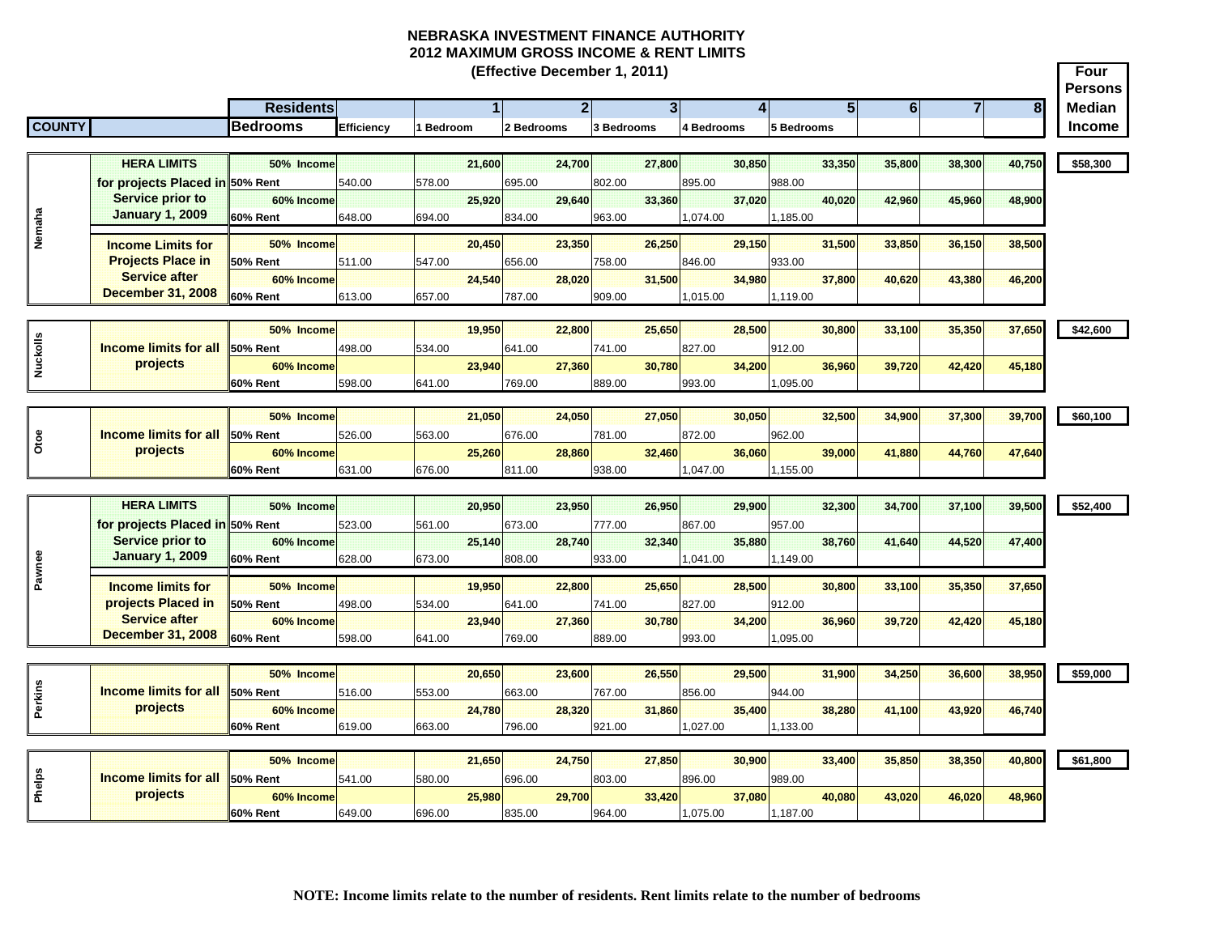# NEBRASKA INVESTMENT FINANCE AUTHORITY
## 2012 MAXIMUM GROSS INCOME & RENT LIMITS
### (Effective December 1, 2011)

| COUNTY | | Residents / Bedrooms | Efficiency | 1 / 1 Bedroom | 2 / 2 Bedrooms | 3 / 3 Bedrooms | 4 / 4 Bedrooms | 5 / 5 Bedrooms | 6 | 7 | 8 | Four Persons Median Income |
|---|---|---|---|---|---|---|---|---|---|---|---|---|
| Nemaha | HERA LIMITS for projects Placed in Service prior to January 1, 2009 | 50% Income | | 21,600 | 24,700 | 27,800 | 30,850 | 33,350 | 35,800 | 38,300 | 40,750 | $58,300 |
| | | 50% Rent | 540.00 | 578.00 | 695.00 | 802.00 | 895.00 | 988.00 | | | | |
| | | 60% Income | | 25,920 | 29,640 | 33,360 | 37,020 | 40,020 | 42,960 | 45,960 | 48,900 | |
| | | 60% Rent | 648.00 | 694.00 | 834.00 | 963.00 | 1,074.00 | 1,185.00 | | | | |
| | Income Limits for Projects Place in Service after December 31, 2008 | 50% Income | | 20,450 | 23,350 | 26,250 | 29,150 | 31,500 | 33,850 | 36,150 | 38,500 | |
| | | 50% Rent | 511.00 | 547.00 | 656.00 | 758.00 | 846.00 | 933.00 | | | | |
| | | 60% Income | | 24,540 | 28,020 | 31,500 | 34,980 | 37,800 | 40,620 | 43,380 | 46,200 | |
| | | 60% Rent | 613.00 | 657.00 | 787.00 | 909.00 | 1,015.00 | 1,119.00 | | | | |
| Nuckolls | Income limits for all projects | 50% Income | | 19,950 | 22,800 | 25,650 | 28,500 | 30,800 | 33,100 | 35,350 | 37,650 | $42,600 |
| | | 50% Rent | 498.00 | 534.00 | 641.00 | 741.00 | 827.00 | 912.00 | | | | |
| | | 60% Income | | 23,940 | 27,360 | 30,780 | 34,200 | 36,960 | 39,720 | 42,420 | 45,180 | |
| | | 60% Rent | 598.00 | 641.00 | 769.00 | 889.00 | 993.00 | 1,095.00 | | | | |
| Otoe | Income limits for all projects | 50% Income | | 21,050 | 24,050 | 27,050 | 30,050 | 32,500 | 34,900 | 37,300 | 39,700 | $60,100 |
| | | 50% Rent | 526.00 | 563.00 | 676.00 | 781.00 | 872.00 | 962.00 | | | | |
| | | 60% Income | | 25,260 | 28,860 | 32,460 | 36,060 | 39,000 | 41,880 | 44,760 | 47,640 | |
| | | 60% Rent | 631.00 | 676.00 | 811.00 | 938.00 | 1,047.00 | 1,155.00 | | | | |
| Pawnee | HERA LIMITS for projects Placed in Service prior to January 1, 2009 | 50% Income | | 20,950 | 23,950 | 26,950 | 29,900 | 32,300 | 34,700 | 37,100 | 39,500 | $52,400 |
| | | 50% Rent | 523.00 | 561.00 | 673.00 | 777.00 | 867.00 | 957.00 | | | | |
| | | 60% Income | | 25,140 | 28,740 | 32,340 | 35,880 | 38,760 | 41,640 | 44,520 | 47,400 | |
| | | 60% Rent | 628.00 | 673.00 | 808.00 | 933.00 | 1,041.00 | 1,149.00 | | | | |
| | Income limits for projects Placed in Service after December 31, 2008 | 50% Income | | 19,950 | 22,800 | 25,650 | 28,500 | 30,800 | 33,100 | 35,350 | 37,650 | |
| | | 50% Rent | 498.00 | 534.00 | 641.00 | 741.00 | 827.00 | 912.00 | | | | |
| | | 60% Income | | 23,940 | 27,360 | 30,780 | 34,200 | 36,960 | 39,720 | 42,420 | 45,180 | |
| | | 60% Rent | 598.00 | 641.00 | 769.00 | 889.00 | 993.00 | 1,095.00 | | | | |
| Perkins | Income limits for all projects | 50% Income | | 20,650 | 23,600 | 26,550 | 29,500 | 31,900 | 34,250 | 36,600 | 38,950 | $59,000 |
| | | 50% Rent | 516.00 | 553.00 | 663.00 | 767.00 | 856.00 | 944.00 | | | | |
| | | 60% Income | | 24,780 | 28,320 | 31,860 | 35,400 | 38,280 | 41,100 | 43,920 | 46,740 | |
| | | 60% Rent | 619.00 | 663.00 | 796.00 | 921.00 | 1,027.00 | 1,133.00 | | | | |
| Phelps | Income limits for all projects | 50% Income | | 21,650 | 24,750 | 27,850 | 30,900 | 33,400 | 35,850 | 38,350 | 40,800 | $61,800 |
| | | 50% Rent | 541.00 | 580.00 | 696.00 | 803.00 | 896.00 | 989.00 | | | | |
| | | 60% Income | | 25,980 | 29,700 | 33,420 | 37,080 | 40,080 | 43,020 | 46,020 | 48,960 | |
| | | 60% Rent | 649.00 | 696.00 | 835.00 | 964.00 | 1,075.00 | 1,187.00 | | | | |

**NOTE: Income limits relate to the number of residents. Rent limits relate to the number of bedrooms**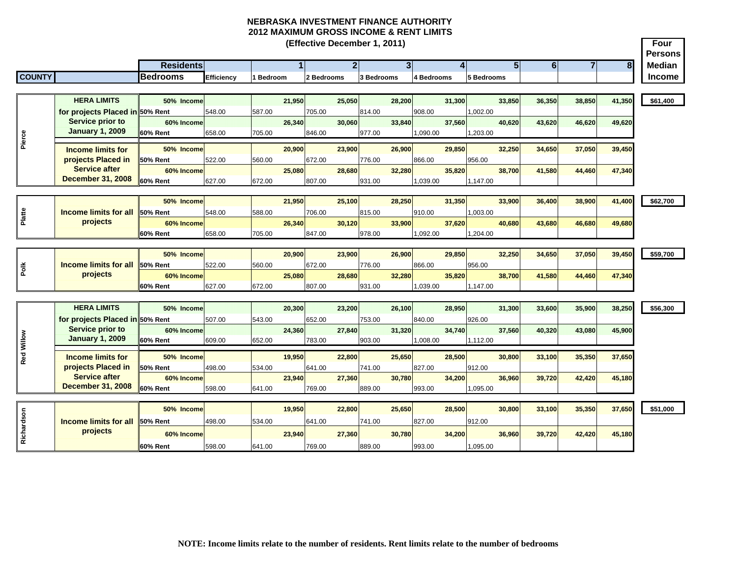# NEBRASKA INVESTMENT FINANCE AUTHORITY
## 2012 MAXIMUM GROSS INCOME & RENT LIMITS
### (Effective December 1, 2011)

| COUNTY | | Residents / Bedrooms | Efficiency | 1 / 1 Bedroom | 2 / 2 Bedrooms | 3 / 3 Bedrooms | 4 / 4 Bedrooms | 5 / 5 Bedrooms | 6 | 7 | 8 | Four Persons Median Income |
|---|---|---|---|---|---|---|---|---|---|---|---|---|
| Pierce | HERA LIMITS for projects Placed in Service prior to January 1, 2009 | 50% Income | | 21,950 | 25,050 | 28,200 | 31,300 | 33,850 | 36,350 | 38,850 | 41,350 | $61,400 |
| | | 50% Rent | 548.00 | 587.00 | 705.00 | 814.00 | 908.00 | 1,002.00 | | | | |
| | | 60% Income | | 26,340 | 30,060 | 33,840 | 37,560 | 40,620 | 43,620 | 46,620 | 49,620 | |
| | | 60% Rent | 658.00 | 705.00 | 846.00 | 977.00 | 1,090.00 | 1,203.00 | | | | |
| | Income limits for projects Placed in Service after December 31, 2008 | 50% Income | | 20,900 | 23,900 | 26,900 | 29,850 | 32,250 | 34,650 | 37,050 | 39,450 | |
| | | 50% Rent | 522.00 | 560.00 | 672.00 | 776.00 | 866.00 | 956.00 | | | | |
| | | 60% Income | | 25,080 | 28,680 | 32,280 | 35,820 | 38,700 | 41,580 | 44,460 | 47,340 | |
| | | 60% Rent | 627.00 | 672.00 | 807.00 | 931.00 | 1,039.00 | 1,147.00 | | | | |
| Platte | Income limits for all projects | 50% Income | | 21,950 | 25,100 | 28,250 | 31,350 | 33,900 | 36,400 | 38,900 | 41,400 | $62,700 |
| | | 50% Rent | 548.00 | 588.00 | 706.00 | 815.00 | 910.00 | 1,003.00 | | | | |
| | | 60% Income | | 26,340 | 30,120 | 33,900 | 37,620 | 40,680 | 43,680 | 46,680 | 49,680 | |
| | | 60% Rent | 658.00 | 705.00 | 847.00 | 978.00 | 1,092.00 | 1,204.00 | | | | |
| Polk | Income limits for all projects | 50% Income | | 20,900 | 23,900 | 26,900 | 29,850 | 32,250 | 34,650 | 37,050 | 39,450 | $59,700 |
| | | 50% Rent | 522.00 | 560.00 | 672.00 | 776.00 | 866.00 | 956.00 | | | | |
| | | 60% Income | | 25,080 | 28,680 | 32,280 | 35,820 | 38,700 | 41,580 | 44,460 | 47,340 | |
| | | 60% Rent | 627.00 | 672.00 | 807.00 | 931.00 | 1,039.00 | 1,147.00 | | | | |
| Red Willow | HERA LIMITS for projects Placed in Service prior to January 1, 2009 | 50% Income | | 20,300 | 23,200 | 26,100 | 28,950 | 31,300 | 33,600 | 35,900 | 38,250 | $56,300 |
| | | 50% Rent | 507.00 | 543.00 | 652.00 | 753.00 | 840.00 | 926.00 | | | | |
| | | 60% Income | | 24,360 | 27,840 | 31,320 | 34,740 | 37,560 | 40,320 | 43,080 | 45,900 | |
| | | 60% Rent | 609.00 | 652.00 | 783.00 | 903.00 | 1,008.00 | 1,112.00 | | | | |
| | Income limits for projects Placed in Service after December 31, 2008 | 50% Income | | 19,950 | 22,800 | 25,650 | 28,500 | 30,800 | 33,100 | 35,350 | 37,650 | |
| | | 50% Rent | 498.00 | 534.00 | 641.00 | 741.00 | 827.00 | 912.00 | | | | |
| | | 60% Income | | 23,940 | 27,360 | 30,780 | 34,200 | 36,960 | 39,720 | 42,420 | 45,180 | |
| | | 60% Rent | 598.00 | 641.00 | 769.00 | 889.00 | 993.00 | 1,095.00 | | | | |
| Richardson | Income limits for all projects | 50% Income | | 19,950 | 22,800 | 25,650 | 28,500 | 30,800 | 33,100 | 35,350 | 37,650 | $51,000 |
| | | 50% Rent | 498.00 | 534.00 | 641.00 | 741.00 | 827.00 | 912.00 | | | | |
| | | 60% Income | | 23,940 | 27,360 | 30,780 | 34,200 | 36,960 | 39,720 | 42,420 | 45,180 | |
| | | 60% Rent | 598.00 | 641.00 | 769.00 | 889.00 | 993.00 | 1,095.00 | | | | |

**NOTE: Income limits relate to the number of residents. Rent limits relate to the number of bedrooms**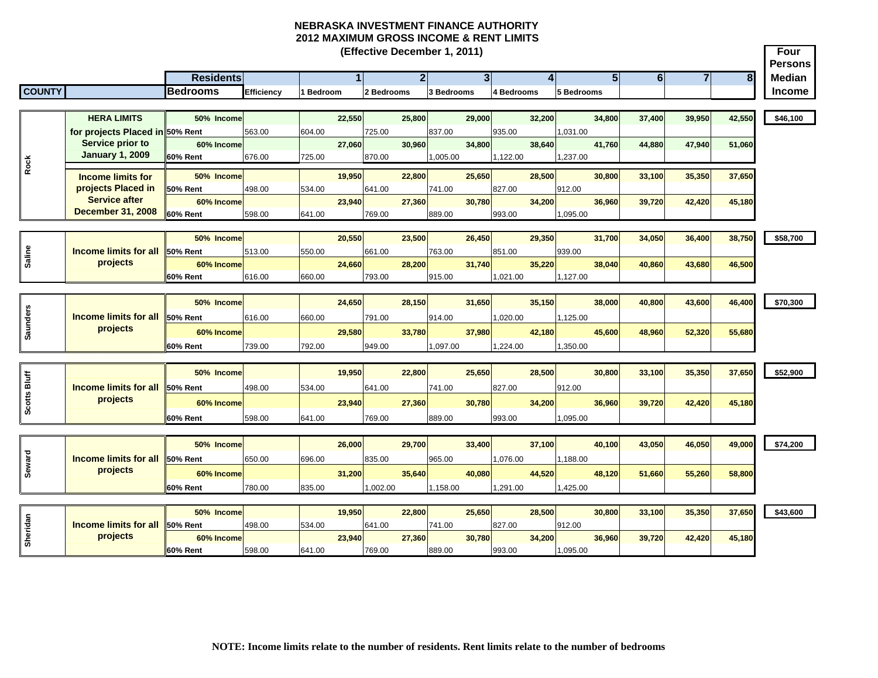# NEBRASKA INVESTMENT FINANCE AUTHORITY
## 2012 MAXIMUM GROSS INCOME & RENT LIMITS
### (Effective December 1, 2011)

| COUNTY | | Residents / Bedrooms | Efficiency | 1 / 1 Bedroom | 2 / 2 Bedrooms | 3 / 3 Bedrooms | 4 / 4 Bedrooms | 5 / 5 Bedrooms | 6 | 7 | 8 | Four Persons Median Income |
|---|---|---|---|---|---|---|---|---|---|---|---|---|
| Rock | HERA LIMITS for projects Placed in Service prior to January 1, 2009 | 50% Income | | 22,550 | 25,800 | 29,000 | 32,200 | 34,800 | 37,400 | 39,950 | 42,550 | $46,100 |
| | | 50% Rent | 563.00 | 604.00 | 725.00 | 837.00 | 935.00 | 1,031.00 | | | | |
| | | 60% Income | | 27,060 | 30,960 | 34,800 | 38,640 | 41,760 | 44,880 | 47,940 | 51,060 | |
| | | 60% Rent | 676.00 | 725.00 | 870.00 | 1,005.00 | 1,122.00 | 1,237.00 | | | | |
| | Income limits for projects Placed in Service after December 31, 2008 | 50% Income | | 19,950 | 22,800 | 25,650 | 28,500 | 30,800 | 33,100 | 35,350 | 37,650 | |
| | | 50% Rent | 498.00 | 534.00 | 641.00 | 741.00 | 827.00 | 912.00 | | | | |
| | | 60% Income | | 23,940 | 27,360 | 30,780 | 34,200 | 36,960 | 39,720 | 42,420 | 45,180 | |
| | | 60% Rent | 598.00 | 641.00 | 769.00 | 889.00 | 993.00 | 1,095.00 | | | | |
| Saline | Income limits for all projects | 50% Income | | 20,550 | 23,500 | 26,450 | 29,350 | 31,700 | 34,050 | 36,400 | 38,750 | $58,700 |
| | | 50% Rent | 513.00 | 550.00 | 661.00 | 763.00 | 851.00 | 939.00 | | | | |
| | | 60% Income | | 24,660 | 28,200 | 31,740 | 35,220 | 38,040 | 40,860 | 43,680 | 46,500 | |
| | | 60% Rent | 616.00 | 660.00 | 793.00 | 915.00 | 1,021.00 | 1,127.00 | | | | |
| Saunders | Income limits for all projects | 50% Income | | 24,650 | 28,150 | 31,650 | 35,150 | 38,000 | 40,800 | 43,600 | 46,400 | $70,300 |
| | | 50% Rent | 616.00 | 660.00 | 791.00 | 914.00 | 1,020.00 | 1,125.00 | | | | |
| | | 60% Income | | 29,580 | 33,780 | 37,980 | 42,180 | 45,600 | 48,960 | 52,320 | 55,680 | |
| | | 60% Rent | 739.00 | 792.00 | 949.00 | 1,097.00 | 1,224.00 | 1,350.00 | | | | |
| Scotts Bluff | Income limits for all projects | 50% Income | | 19,950 | 22,800 | 25,650 | 28,500 | 30,800 | 33,100 | 35,350 | 37,650 | $52,900 |
| | | 50% Rent | 498.00 | 534.00 | 641.00 | 741.00 | 827.00 | 912.00 | | | | |
| | | 60% Income | | 23,940 | 27,360 | 30,780 | 34,200 | 36,960 | 39,720 | 42,420 | 45,180 | |
| | | 60% Rent | 598.00 | 641.00 | 769.00 | 889.00 | 993.00 | 1,095.00 | | | | |
| Seward | Income limits for all projects | 50% Income | | 26,000 | 29,700 | 33,400 | 37,100 | 40,100 | 43,050 | 46,050 | 49,000 | $74,200 |
| | | 50% Rent | 650.00 | 696.00 | 835.00 | 965.00 | 1,076.00 | 1,188.00 | | | | |
| | | 60% Income | | 31,200 | 35,640 | 40,080 | 44,520 | 48,120 | 51,660 | 55,260 | 58,800 | |
| | | 60% Rent | 780.00 | 835.00 | 1,002.00 | 1,158.00 | 1,291.00 | 1,425.00 | | | | |
| Sheridan | Income limits for all projects | 50% Income | | 19,950 | 22,800 | 25,650 | 28,500 | 30,800 | 33,100 | 35,350 | 37,650 | $43,600 |
| | | 50% Rent | 498.00 | 534.00 | 641.00 | 741.00 | 827.00 | 912.00 | | | | |
| | | 60% Income | | 23,940 | 27,360 | 30,780 | 34,200 | 36,960 | 39,720 | 42,420 | 45,180 | |
| | | 60% Rent | 598.00 | 641.00 | 769.00 | 889.00 | 993.00 | 1,095.00 | | | | |

**NOTE: Income limits relate to the number of residents. Rent limits relate to the number of bedrooms**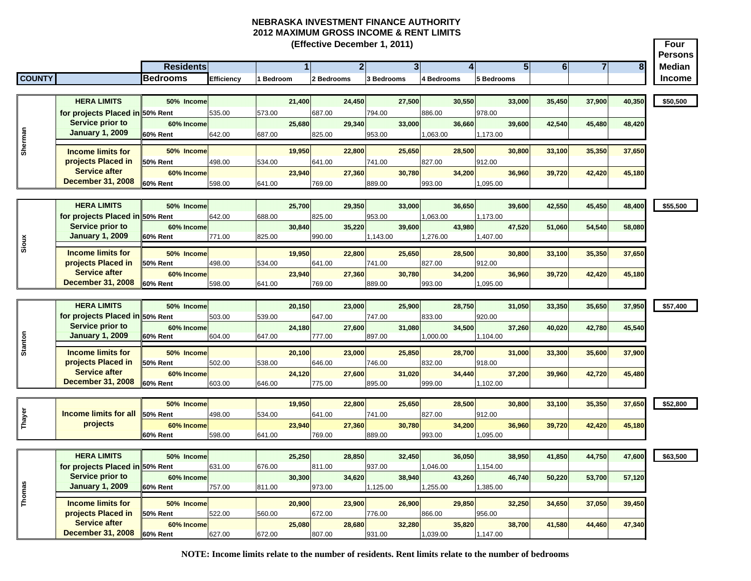# NEBRASKA INVESTMENT FINANCE AUTHORITY
## 2012 MAXIMUM GROSS INCOME & RENT LIMITS
### (Effective December 1, 2011)

| COUNTY | | Residents / Bedrooms | Efficiency | 1 / 1 Bedroom | 2 / 2 Bedrooms | 3 / 3 Bedrooms | 4 / 4 Bedrooms | 5 / 5 Bedrooms | 6 | 7 | 8 | Four Persons Median Income |
|---|---|---|---|---|---|---|---|---|---|---|---|---|
| Sherman | HERA LIMITS for projects Placed in Service prior to January 1, 2009 | 50% Income | | 21,400 | 24,450 | 27,500 | 30,550 | 33,000 | 35,450 | 37,900 | 40,350 | $50,500 |
| | | 50% Rent | 535.00 | 573.00 | 687.00 | 794.00 | 886.00 | 978.00 | | | | |
| | | 60% Income | | 25,680 | 29,340 | 33,000 | 36,660 | 39,600 | 42,540 | 45,480 | 48,420 | |
| | | 60% Rent | 642.00 | 687.00 | 825.00 | 953.00 | 1,063.00 | 1,173.00 | | | | |
| | Income limits for projects Placed in Service after December 31, 2008 | 50% Income | | 19,950 | 22,800 | 25,650 | 28,500 | 30,800 | 33,100 | 35,350 | 37,650 | |
| | | 50% Rent | 498.00 | 534.00 | 641.00 | 741.00 | 827.00 | 912.00 | | | | |
| | | 60% Income | | 23,940 | 27,360 | 30,780 | 34,200 | 36,960 | 39,720 | 42,420 | 45,180 | |
| | | 60% Rent | 598.00 | 641.00 | 769.00 | 889.00 | 993.00 | 1,095.00 | | | | |
| Sioux | HERA LIMITS for projects Placed in Service prior to January 1, 2009 | 50% Income | | 25,700 | 29,350 | 33,000 | 36,650 | 39,600 | 42,550 | 45,450 | 48,400 | $55,500 |
| | | 50% Rent | 642.00 | 688.00 | 825.00 | 953.00 | 1,063.00 | 1,173.00 | | | | |
| | | 60% Income | | 30,840 | 35,220 | 39,600 | 43,980 | 47,520 | 51,060 | 54,540 | 58,080 | |
| | | 60% Rent | 771.00 | 825.00 | 990.00 | 1,143.00 | 1,276.00 | 1,407.00 | | | | |
| | Income limits for projects Placed in Service after December 31, 2008 | 50% Income | | 19,950 | 22,800 | 25,650 | 28,500 | 30,800 | 33,100 | 35,350 | 37,650 | |
| | | 50% Rent | 498.00 | 534.00 | 641.00 | 741.00 | 827.00 | 912.00 | | | | |
| | | 60% Income | | 23,940 | 27,360 | 30,780 | 34,200 | 36,960 | 39,720 | 42,420 | 45,180 | |
| | | 60% Rent | 598.00 | 641.00 | 769.00 | 889.00 | 993.00 | 1,095.00 | | | | |
| Stanton | HERA LIMITS for projects Placed in Service prior to January 1, 2009 | 50% Income | | 20,150 | 23,000 | 25,900 | 28,750 | 31,050 | 33,350 | 35,650 | 37,950 | $57,400 |
| | | 50% Rent | 503.00 | 539.00 | 647.00 | 747.00 | 833.00 | 920.00 | | | | |
| | | 60% Income | | 24,180 | 27,600 | 31,080 | 34,500 | 37,260 | 40,020 | 42,780 | 45,540 | |
| | | 60% Rent | 604.00 | 647.00 | 777.00 | 897.00 | 1,000.00 | 1,104.00 | | | | |
| | Income limits for projects Placed in Service after December 31, 2008 | 50% Income | | 20,100 | 23,000 | 25,850 | 28,700 | 31,000 | 33,300 | 35,600 | 37,900 | |
| | | 50% Rent | 502.00 | 538.00 | 646.00 | 746.00 | 832.00 | 918.00 | | | | |
| | | 60% Income | | 24,120 | 27,600 | 31,020 | 34,440 | 37,200 | 39,960 | 42,720 | 45,480 | |
| | | 60% Rent | 603.00 | 646.00 | 775.00 | 895.00 | 999.00 | 1,102.00 | | | | |
| Thayer | Income limits for all projects | 50% Income | | 19,950 | 22,800 | 25,650 | 28,500 | 30,800 | 33,100 | 35,350 | 37,650 | $52,800 |
| | | 50% Rent | 498.00 | 534.00 | 641.00 | 741.00 | 827.00 | 912.00 | | | | |
| | | 60% Income | | 23,940 | 27,360 | 30,780 | 34,200 | 36,960 | 39,720 | 42,420 | 45,180 | |
| | | 60% Rent | 598.00 | 641.00 | 769.00 | 889.00 | 993.00 | 1,095.00 | | | | |
| Thomas | HERA LIMITS for projects Placed in Service prior to January 1, 2009 | 50% Income | | 25,250 | 28,850 | 32,450 | 36,050 | 38,950 | 41,850 | 44,750 | 47,600 | $63,500 |
| | | 50% Rent | 631.00 | 676.00 | 811.00 | 937.00 | 1,046.00 | 1,154.00 | | | | |
| | | 60% Income | | 30,300 | 34,620 | 38,940 | 43,260 | 46,740 | 50,220 | 53,700 | 57,120 | |
| | | 60% Rent | 757.00 | 811.00 | 973.00 | 1,125.00 | 1,255.00 | 1,385.00 | | | | |
| | Income limits for projects Placed in Service after December 31, 2008 | 50% Income | | 20,900 | 23,900 | 26,900 | 29,850 | 32,250 | 34,650 | 37,050 | 39,450 | |
| | | 50% Rent | 522.00 | 560.00 | 672.00 | 776.00 | 866.00 | 956.00 | | | | |
| | | 60% Income | | 25,080 | 28,680 | 32,280 | 35,820 | 38,700 | 41,580 | 44,460 | 47,340 | |
| | | 60% Rent | 627.00 | 672.00 | 807.00 | 931.00 | 1,039.00 | 1,147.00 | | | | |

**NOTE: Income limits relate to the number of residents. Rent limits relate to the number of bedrooms**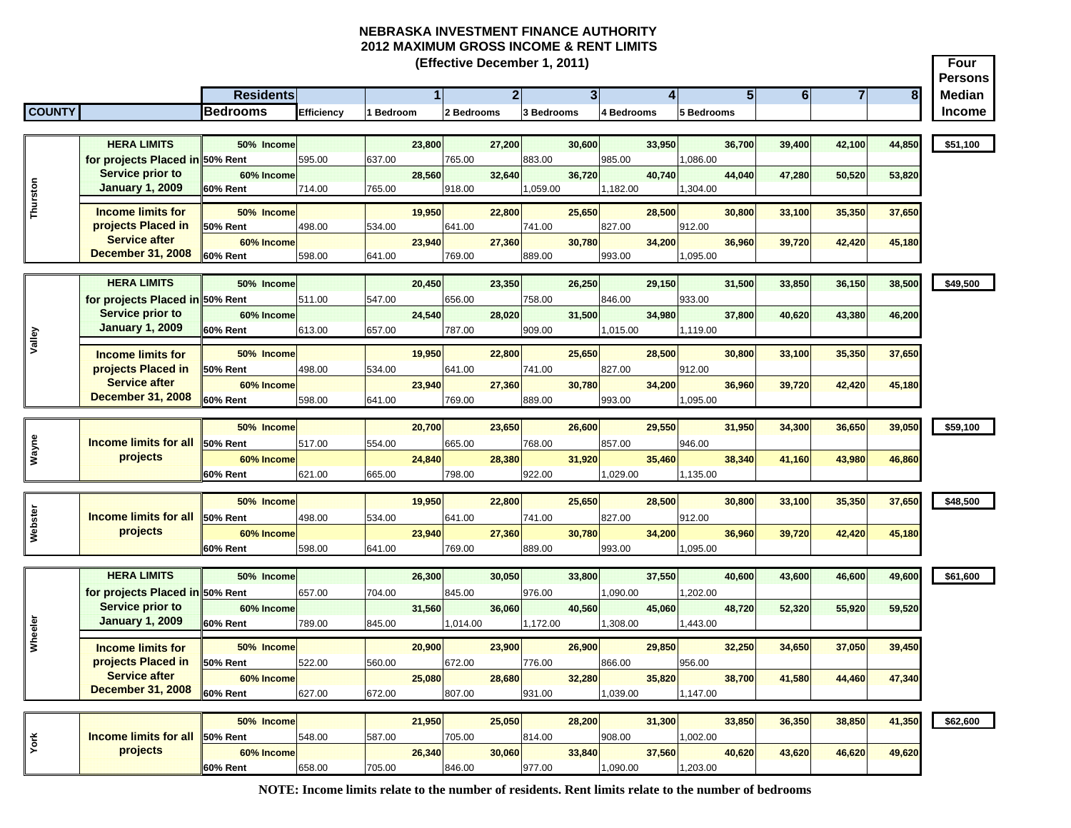# NEBRASKA INVESTMENT FINANCE AUTHORITY
## 2012 MAXIMUM GROSS INCOME & RENT LIMITS
### (Effective December 1, 2011)

| COUNTY | | Residents / Bedrooms | Efficiency | 1 / 1 Bedroom | 2 / 2 Bedrooms | 3 / 3 Bedrooms | 4 / 4 Bedrooms | 5 / 5 Bedrooms | 6 | 7 | 8 | Four Persons Median Income |
|---|---|---|---|---|---|---|---|---|---|---|---|---|
| Thurston | HERA LIMITS for projects Placed in Service prior to January 1, 2009 | 50% Income | | 23,800 | 27,200 | 30,600 | 33,950 | 36,700 | 39,400 | 42,100 | 44,850 | $51,100 |
| | | 50% Rent | 595.00 | 637.00 | 765.00 | 883.00 | 985.00 | 1,086.00 | | | | |
| | | 60% Income | | 28,560 | 32,640 | 36,720 | 40,740 | 44,040 | 47,280 | 50,520 | 53,820 | |
| | | 60% Rent | 714.00 | 765.00 | 918.00 | 1,059.00 | 1,182.00 | 1,304.00 | | | | |
| | Income limits for projects Placed in Service after December 31, 2008 | 50% Income | | 19,950 | 22,800 | 25,650 | 28,500 | 30,800 | 33,100 | 35,350 | 37,650 | |
| | | 50% Rent | 498.00 | 534.00 | 641.00 | 741.00 | 827.00 | 912.00 | | | | |
| | | 60% Income | | 23,940 | 27,360 | 30,780 | 34,200 | 36,960 | 39,720 | 42,420 | 45,180 | |
| | | 60% Rent | 598.00 | 641.00 | 769.00 | 889.00 | 993.00 | 1,095.00 | | | | |
| Valley | HERA LIMITS for projects Placed in Service prior to January 1, 2009 | 50% Income | | 20,450 | 23,350 | 26,250 | 29,150 | 31,500 | 33,850 | 36,150 | 38,500 | $49,500 |
| | | 50% Rent | 511.00 | 547.00 | 656.00 | 758.00 | 846.00 | 933.00 | | | | |
| | | 60% Income | | 24,540 | 28,020 | 31,500 | 34,980 | 37,800 | 40,620 | 43,380 | 46,200 | |
| | | 60% Rent | 613.00 | 657.00 | 787.00 | 909.00 | 1,015.00 | 1,119.00 | | | | |
| | Income limits for projects Placed in Service after December 31, 2008 | 50% Income | | 19,950 | 22,800 | 25,650 | 28,500 | 30,800 | 33,100 | 35,350 | 37,650 | |
| | | 50% Rent | 498.00 | 534.00 | 641.00 | 741.00 | 827.00 | 912.00 | | | | |
| | | 60% Income | | 23,940 | 27,360 | 30,780 | 34,200 | 36,960 | 39,720 | 42,420 | 45,180 | |
| | | 60% Rent | 598.00 | 641.00 | 769.00 | 889.00 | 993.00 | 1,095.00 | | | | |
| Wayne | Income limits for all projects | 50% Income | | 20,700 | 23,650 | 26,600 | 29,550 | 31,950 | 34,300 | 36,650 | 39,050 | $59,100 |
| | | 50% Rent | 517.00 | 554.00 | 665.00 | 768.00 | 857.00 | 946.00 | | | | |
| | | 60% Income | | 24,840 | 28,380 | 31,920 | 35,460 | 38,340 | 41,160 | 43,980 | 46,860 | |
| | | 60% Rent | 621.00 | 665.00 | 798.00 | 922.00 | 1,029.00 | 1,135.00 | | | | |
| Webster | Income limits for all projects | 50% Income | | 19,950 | 22,800 | 25,650 | 28,500 | 30,800 | 33,100 | 35,350 | 37,650 | $48,500 |
| | | 50% Rent | 498.00 | 534.00 | 641.00 | 741.00 | 827.00 | 912.00 | | | | |
| | | 60% Income | | 23,940 | 27,360 | 30,780 | 34,200 | 36,960 | 39,720 | 42,420 | 45,180 | |
| | | 60% Rent | 598.00 | 641.00 | 769.00 | 889.00 | 993.00 | 1,095.00 | | | | |
| Wheeler | HERA LIMITS for projects Placed in Service prior to January 1, 2009 | 50% Income | | 26,300 | 30,050 | 33,800 | 37,550 | 40,600 | 43,600 | 46,600 | 49,600 | $61,600 |
| | | 50% Rent | 657.00 | 704.00 | 845.00 | 976.00 | 1,090.00 | 1,202.00 | | | | |
| | | 60% Income | | 31,560 | 36,060 | 40,560 | 45,060 | 48,720 | 52,320 | 55,920 | 59,520 | |
| | | 60% Rent | 789.00 | 845.00 | 1,014.00 | 1,172.00 | 1,308.00 | 1,443.00 | | | | |
| | Income limits for projects Placed in Service after December 31, 2008 | 50% Income | | 20,900 | 23,900 | 26,900 | 29,850 | 32,250 | 34,650 | 37,050 | 39,450 | |
| | | 50% Rent | 522.00 | 560.00 | 672.00 | 776.00 | 866.00 | 956.00 | | | | |
| | | 60% Income | | 25,080 | 28,680 | 32,280 | 35,820 | 38,700 | 41,580 | 44,460 | 47,340 | |
| | | 60% Rent | 627.00 | 672.00 | 807.00 | 931.00 | 1,039.00 | 1,147.00 | | | | |
| York | Income limits for all projects | 50% Income | | 21,950 | 25,050 | 28,200 | 31,300 | 33,850 | 36,350 | 38,850 | 41,350 | $62,600 |
| | | 50% Rent | 548.00 | 587.00 | 705.00 | 814.00 | 908.00 | 1,002.00 | | | | |
| | | 60% Income | | 26,340 | 30,060 | 33,840 | 37,560 | 40,620 | 43,620 | 46,620 | 49,620 | |
| | | 60% Rent | 658.00 | 705.00 | 846.00 | 977.00 | 1,090.00 | 1,203.00 | | | | |

**NOTE: Income limits relate to the number of residents. Rent limits relate to the number of bedrooms**